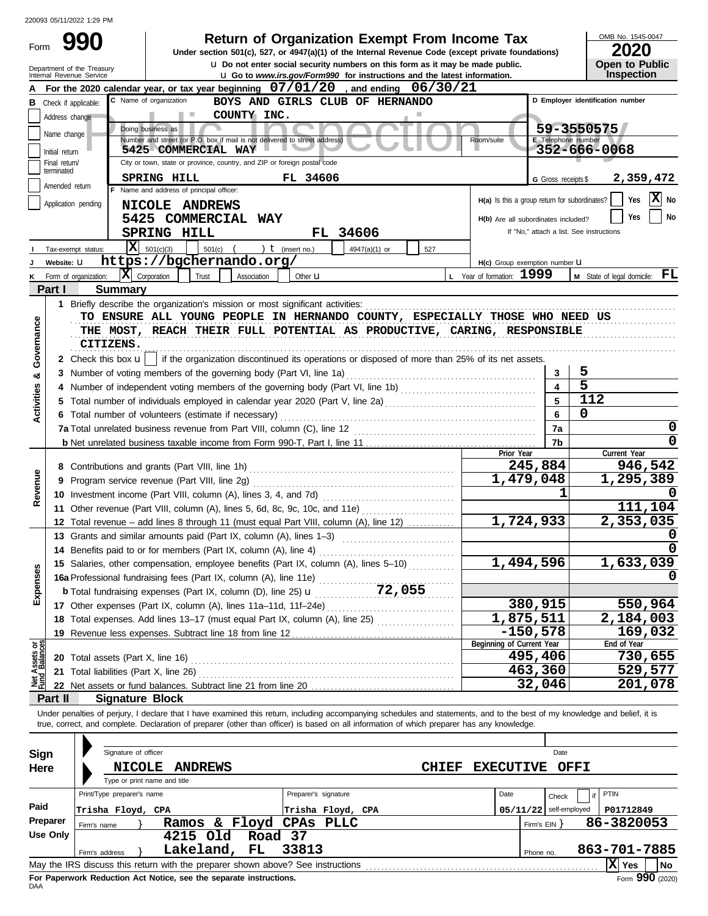220093 05/11/2022 1:29 PM

# Form 990 — Return of Organization Exempt From Income Tax

Under section 501(c), 527, or 4947(a)(1) of the Internal Revenue Code (except private foundations)

u Do not enter social security numbers on this form as it may be made public.

u Go to *www.irs.gov/Form990* for instructions and the latest information.

Department of the Treasury
Internal Revenue Service

OMB No. 1545-0047
**2020**
**Open to Public Inspection**

Public Inspection Copy

**A** For the 2020 calendar year, or tax year beginning **07/01/20**, and ending **06/30/21**

**B** Check if applicable:
- Address change
- Name change
- Initial return
- Final return/terminated
- Amended return
- Application pending

**C** Name of organization: **BOYS AND GIRLS CLUB OF HERNANDO COUNTY INC.**

Doing business as

Number and street (or P.O. box if mail is not delivered to street address): **5425 COMMERCIAL WAY** Room/suite

City or town, state or province, country, and ZIP or foreign postal code: **SPRING HILL FL 34606**

**D** Employer identification number: **59-3550575**

**E** Telephone number: **352-666-0068**

**G** Gross receipts $ **2,359,472**

**F** Name and address of principal officer:
**NICOLE ANDREWS**
**5425 COMMERCIAL WAY**
**SPRING HILL FL 34606**

H(a) Is this a group return for subordinates? Yes [X] No

H(b) Are all subordinates included? Yes No
If "No," attach a list. See instructions

**I** Tax-exempt status: [X] 501(c)(3) 501(c) ( ) t (insert no.) 4947(a)(1) or 527

**J** Website: u **https://bgchernando.org/**

H(c) Group exemption number u

**K** Form of organization: [X] Corporation Trust Association Other u

**L** Year of formation: **1999**

**M** State of legal domicile: **FL**

## Part I Summary

### Activities & Governance

1 Briefly describe the organization's mission or most significant activities:
TO ENSURE ALL YOUNG PEOPLE IN HERNANDO COUNTY, ESPECIALLY THOSE WHO NEED US THE MOST, REACH THEIR FULL POTENTIAL AS PRODUCTIVE, CARING, RESPONSIBLE CITIZENS.

2 Check this box u [ ] if the organization discontinued its operations or disposed of more than 25% of its net assets.

| | | | |
|---|---|---|---|
| 3 | Number of voting members of the governing body (Part VI, line 1a) | 3 | 5 |
| 4 | Number of independent voting members of the governing body (Part VI, line 1b) | 4 | 5 |
| 5 | Total number of individuals employed in calendar year 2020 (Part V, line 2a) | 5 | 112 |
| 6 | Total number of volunteers (estimate if necessary) | 6 | 0 |
| 7a | Total unrelated business revenue from Part VIII, column (C), line 12 | 7a | 0 |
| b | Net unrelated business taxable income from Form 990-T, Part I, line 11 | 7b | 0 |

### Revenue

| | | Prior Year | Current Year |
|---|---|---|---|
| 8 | Contributions and grants (Part VIII, line 1h) | 245,884 | 946,542 |
| 9 | Program service revenue (Part VIII, line 2g) | 1,479,048 | 1,295,389 |
| 10 | Investment income (Part VIII, column (A), lines 3, 4, and 7d) | 1 | 0 |
| 11 | Other revenue (Part VIII, column (A), lines 5, 6d, 8c, 9c, 10c, and 11e) | | 111,104 |
| 12 | Total revenue – add lines 8 through 11 (must equal Part VIII, column (A), line 12) | 1,724,933 | 2,353,035 |

### Expenses

| | | Prior Year | Current Year |
|---|---|---|---|
| 13 | Grants and similar amounts paid (Part IX, column (A), lines 1–3) | | 0 |
| 14 | Benefits paid to or for members (Part IX, column (A), line 4) | | 0 |
| 15 | Salaries, other compensation, employee benefits (Part IX, column (A), lines 5–10) | 1,494,596 | 1,633,039 |
| 16a | Professional fundraising fees (Part IX, column (A), line 11e) | | 0 |
| b | Total fundraising expenses (Part IX, column (D), line 25) u 72,055 | | |
| 17 | Other expenses (Part IX, column (A), lines 11a–11d, 11f–24e) | 380,915 | 550,964 |
| 18 | Total expenses. Add lines 13–17 (must equal Part IX, column (A), line 25) | 1,875,511 | 2,184,003 |
| 19 | Revenue less expenses. Subtract line 18 from line 12 | -150,578 | 169,032 |

### Net Assets or Fund Balances

| | | Beginning of Current Year | End of Year |
|---|---|---|---|
| 20 | Total assets (Part X, line 16) | 495,406 | 730,655 |
| 21 | Total liabilities (Part X, line 26) | 463,360 | 529,577 |
| 22 | Net assets or fund balances. Subtract line 21 from line 20 | 32,046 | 201,078 |

## Part II Signature Block

Under penalties of perjury, I declare that I have examined this return, including accompanying schedules and statements, and to the best of my knowledge and belief, it is true, correct, and complete. Declaration of preparer (other than officer) is based on all information of which preparer has any knowledge.

**Sign Here**

Signature of officer — Date

**NICOLE ANDREWS — CHIEF EXECUTIVE OFFI**

Type or print name and title

**Paid Preparer Use Only**

| Print/Type preparer's name | Preparer's signature | Date | Check [ ] if self-employed | PTIN |
|---|---|---|---|---|
| Trisha Floyd, CPA | Trisha Floyd, CPA | 05/11/22 | | P01712849 |

Firm's name } **Ramos & Floyd CPAs PLLC** — Firm's EIN } **86-3820053**

Firm's address } **4215 Old Road 37, Lakeland, FL 33813** — Phone no. **863-701-7885**

May the IRS discuss this return with the preparer shown above? See instructions [X] Yes [ ] No

**For Paperwork Reduction Act Notice, see the separate instructions.**

DAA Form **990** (2020)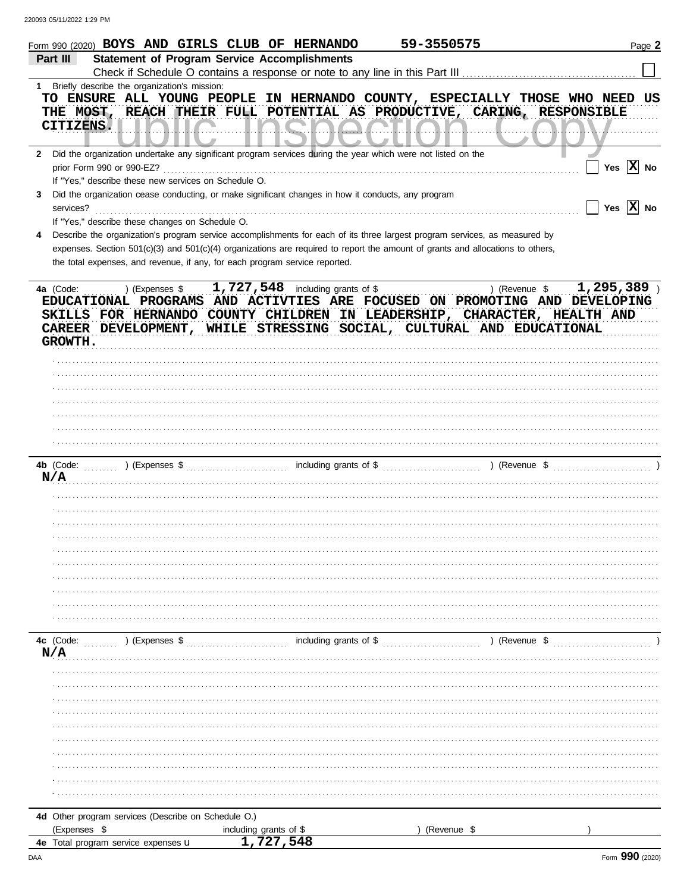Form 990 (2020) **BOYS AND GIRLS CLUB OF HERNANDO** **59-3550575** Page **2**

## Part III Statement of Program Service Accomplishments

Check if Schedule O contains a response or note to any line in this Part III ☐

**1** Briefly describe the organization's mission:

TO ENSURE ALL YOUNG PEOPLE IN HERNANDO COUNTY, ESPECIALLY THOSE WHO NEED US THE MOST, REACH THEIR FULL POTENTIAL AS PRODUCTIVE, CARING, RESPONSIBLE CITIZENS.

**2** Did the organization undertake any significant program services during the year which were not listed on the prior Form 990 or 990-EZ? ☐ Yes ☒ No

If "Yes," describe these new services on Schedule O.

**3** Did the organization cease conducting, or make significant changes in how it conducts, any program services? ☐ Yes ☒ No

If "Yes," describe these changes on Schedule O.

**4** Describe the organization's program service accomplishments for each of its three largest program services, as measured by expenses. Section 501(c)(3) and 501(c)(4) organizations are required to report the amount of grants and allocations to others, the total expenses, and revenue, if any, for each program service reported.

**4a** (Code: ) (Expenses $ **1,727,548** including grants of $ ) (Revenue $ **1,295,389** )

EDUCATIONAL PROGRAMS AND ACTIVTIES ARE FOCUSED ON PROMOTING AND DEVELOPING SKILLS FOR HERNANDO COUNTY CHILDREN IN LEADERSHIP, CHARACTER, HEALTH AND CAREER DEVELOPMENT, WHILE STRESSING SOCIAL, CULTURAL AND EDUCATIONAL GROWTH.

**4b** (Code: ) (Expenses $ including grants of $ ) (Revenue $ )

N/A

**4c** (Code: ) (Expenses $ including grants of $ ) (Revenue $ )

N/A

**4d** Other program services (Describe on Schedule O.)

(Expenses $ including grants of $ ) (Revenue $ )

**4e** Total program service expenses **1,727,548**

Form **990** (2020)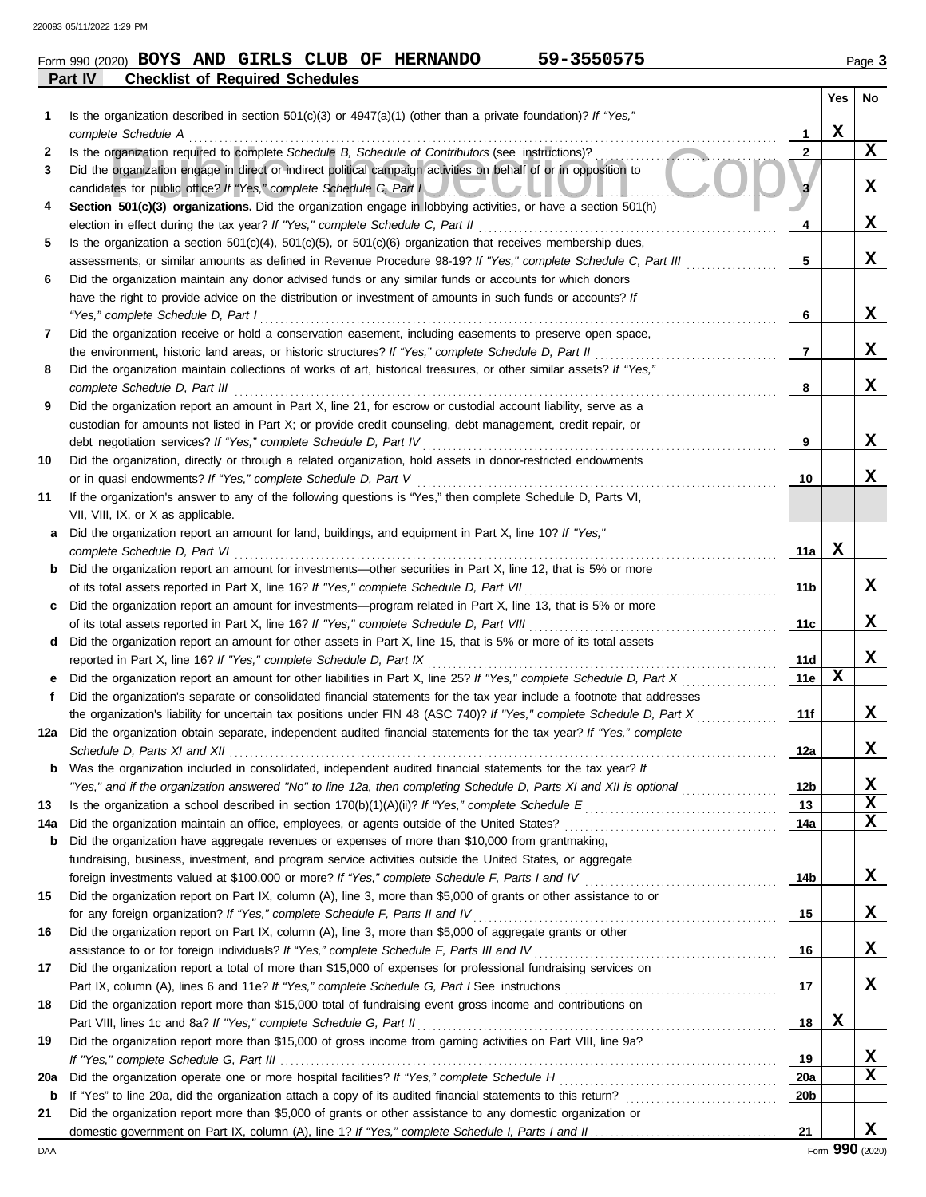Form 990 (2020) **BOYS AND GIRLS CLUB OF HERNANDO** **59-3550575** Page **3**

## Part IV Checklist of Required Schedules

| | | | Yes | No |
|---|---|---|---|---|
| **1** | Is the organization described in section 501(c)(3) or 4947(a)(1) (other than a private foundation)? *If "Yes," complete Schedule A* | 1 | X | |
| **2** | Is the organization required to complete *Schedule B, Schedule of Contributors* (see instructions)? | 2 | | X |
| **3** | Did the organization engage in direct or indirect political campaign activities on behalf of or in opposition to candidates for public office? *If "Yes," complete Schedule C, Part I* | 3 | | X |
| **4** | **Section 501(c)(3) organizations.** Did the organization engage in lobbying activities, or have a section 501(h) election in effect during the tax year? *If "Yes," complete Schedule C, Part II* | 4 | | X |
| **5** | Is the organization a section 501(c)(4), 501(c)(5), or 501(c)(6) organization that receives membership dues, assessments, or similar amounts as defined in Revenue Procedure 98-19? *If "Yes," complete Schedule C, Part III* | 5 | | X |
| **6** | Did the organization maintain any donor advised funds or any similar funds or accounts for which donors have the right to provide advice on the distribution or investment of amounts in such funds or accounts? *If "Yes," complete Schedule D, Part I* | 6 | | X |
| **7** | Did the organization receive or hold a conservation easement, including easements to preserve open space, the environment, historic land areas, or historic structures? *If "Yes," complete Schedule D, Part II* | 7 | | X |
| **8** | Did the organization maintain collections of works of art, historical treasures, or other similar assets? *If "Yes," complete Schedule D, Part III* | 8 | | X |
| **9** | Did the organization report an amount in Part X, line 21, for escrow or custodial account liability, serve as a custodian for amounts not listed in Part X; or provide credit counseling, debt management, credit repair, or debt negotiation services? *If "Yes," complete Schedule D, Part IV* | 9 | | X |
| **10** | Did the organization, directly or through a related organization, hold assets in donor-restricted endowments or in quasi endowments? *If "Yes," complete Schedule D, Part V* | 10 | | X |
| **11** | If the organization's answer to any of the following questions is "Yes," then complete Schedule D, Parts VI, VII, VIII, IX, or X as applicable. | | | |
| **a** | Did the organization report an amount for land, buildings, and equipment in Part X, line 10? *If "Yes," complete Schedule D, Part VI* | 11a | X | |
| **b** | Did the organization report an amount for investments—other securities in Part X, line 12, that is 5% or more of its total assets reported in Part X, line 16? *If "Yes," complete Schedule D, Part VII* | 11b | | X |
| **c** | Did the organization report an amount for investments—program related in Part X, line 13, that is 5% or more of its total assets reported in Part X, line 16? *If "Yes," complete Schedule D, Part VIII* | 11c | | X |
| **d** | Did the organization report an amount for other assets in Part X, line 15, that is 5% or more of its total assets reported in Part X, line 16? *If "Yes," complete Schedule D, Part IX* | 11d | | X |
| **e** | Did the organization report an amount for other liabilities in Part X, line 25? *If "Yes," complete Schedule D, Part X* | 11e | X | |
| **f** | Did the organization's separate or consolidated financial statements for the tax year include a footnote that addresses the organization's liability for uncertain tax positions under FIN 48 (ASC 740)? *If "Yes," complete Schedule D, Part X* | 11f | | X |
| **12a** | Did the organization obtain separate, independent audited financial statements for the tax year? *If "Yes," complete Schedule D, Parts XI and XII* | 12a | | X |
| **b** | Was the organization included in consolidated, independent audited financial statements for the tax year? *If "Yes," and if the organization answered "No" to line 12a, then completing Schedule D, Parts XI and XII is optional* | 12b | | X |
| **13** | Is the organization a school described in section 170(b)(1)(A)(ii)? *If "Yes," complete Schedule E* | 13 | | X |
| **14a** | Did the organization maintain an office, employees, or agents outside of the United States? | 14a | | X |
| **b** | Did the organization have aggregate revenues or expenses of more than $10,000 from grantmaking, fundraising, business, investment, and program service activities outside the United States, or aggregate foreign investments valued at $100,000 or more? *If "Yes," complete Schedule F, Parts I and IV* | 14b | | X |
| **15** | Did the organization report on Part IX, column (A), line 3, more than $5,000 of grants or other assistance to or for any foreign organization? *If "Yes," complete Schedule F, Parts II and IV* | 15 | | X |
| **16** | Did the organization report on Part IX, column (A), line 3, more than $5,000 of aggregate grants or other assistance to or for foreign individuals? *If "Yes," complete Schedule F, Parts III and IV* | 16 | | X |
| **17** | Did the organization report a total of more than $15,000 of expenses for professional fundraising services on Part IX, column (A), lines 6 and 11e? *If "Yes," complete Schedule G, Part I* See instructions | 17 | | X |
| **18** | Did the organization report more than $15,000 total of fundraising event gross income and contributions on Part VIII, lines 1c and 8a? *If "Yes," complete Schedule G, Part II* | 18 | X | |
| **19** | Did the organization report more than $15,000 of gross income from gaming activities on Part VIII, line 9a? *If "Yes," complete Schedule G, Part III* | 19 | | X |
| **20a** | Did the organization operate one or more hospital facilities? *If "Yes," complete Schedule H* | 20a | | X |
| **b** | If "Yes" to line 20a, did the organization attach a copy of its audited financial statements to this return? | 20b | | |
| **21** | Did the organization report more than $5,000 of grants or other assistance to any domestic organization or domestic government on Part IX, column (A), line 1? *If "Yes," complete Schedule I, Parts I and II* | 21 | | X |

Form **990** (2020)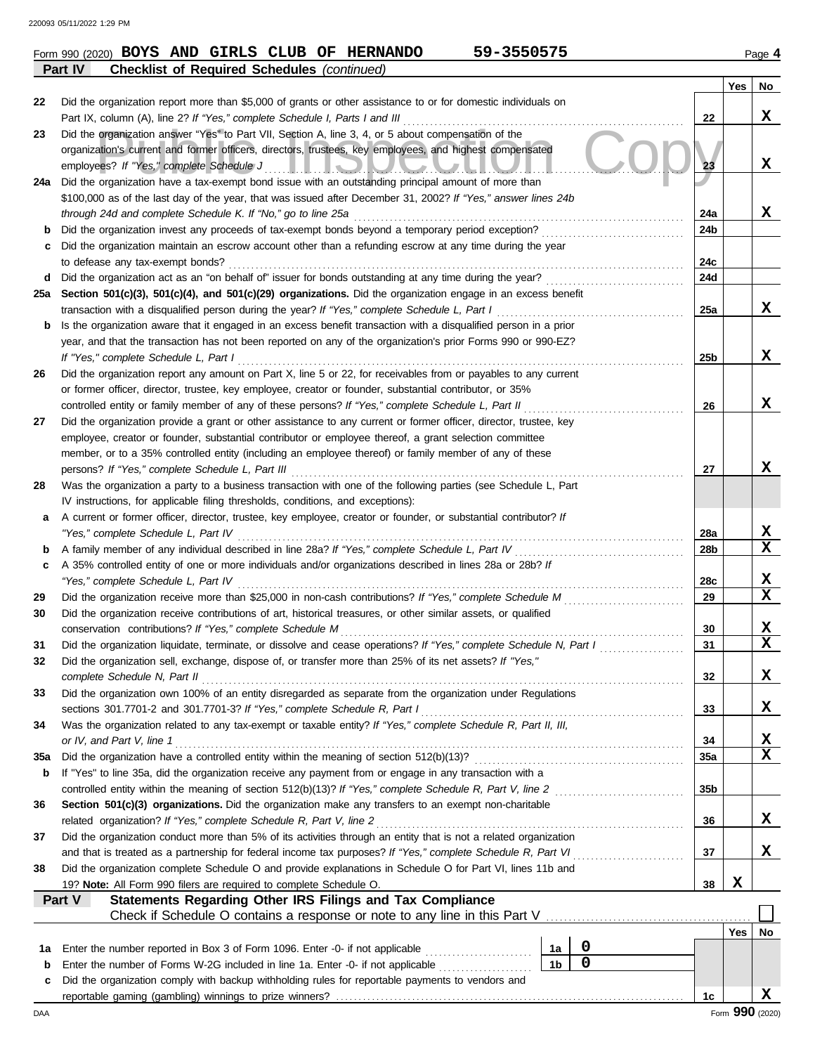Form 990 (2020) **BOYS AND GIRLS CLUB OF HERNANDO** **59-3550575** Page **4**

**Part IV** **Checklist of Required Schedules** *(continued)*

| | | | Yes | No |
|---|---|---|---|---|
| **22** | Did the organization report more than $5,000 of grants or other assistance to or for domestic individuals on Part IX, column (A), line 2? *If "Yes," complete Schedule I, Parts I and III* | 22 | | X |
| **23** | Did the organization answer "Yes" to Part VII, Section A, line 3, 4, or 5 about compensation of the organization's current and former officers, directors, trustees, key employees, and highest compensated employees? *If "Yes," complete Schedule J* | 23 | | X |
| **24a** | Did the organization have a tax-exempt bond issue with an outstanding principal amount of more than $100,000 as of the last day of the year, that was issued after December 31, 2002? *If "Yes," answer lines 24b through 24d and complete Schedule K. If "No," go to line 25a* | 24a | | X |
| **b** | Did the organization invest any proceeds of tax-exempt bonds beyond a temporary period exception? | 24b | | |
| **c** | Did the organization maintain an escrow account other than a refunding escrow at any time during the year to defease any tax-exempt bonds? | 24c | | |
| **d** | Did the organization act as an "on behalf of" issuer for bonds outstanding at any time during the year? | 24d | | |
| **25a** | **Section 501(c)(3), 501(c)(4), and 501(c)(29) organizations.** Did the organization engage in an excess benefit transaction with a disqualified person during the year? *If "Yes," complete Schedule L, Part I* | 25a | | X |
| **b** | Is the organization aware that it engaged in an excess benefit transaction with a disqualified person in a prior year, and that the transaction has not been reported on any of the organization's prior Forms 990 or 990-EZ? *If "Yes," complete Schedule L, Part I* | 25b | | X |
| **26** | Did the organization report any amount on Part X, line 5 or 22, for receivables from or payables to any current or former officer, director, trustee, key employee, creator or founder, substantial contributor, or 35% controlled entity or family member of any of these persons? *If "Yes," complete Schedule L, Part II* | 26 | | X |
| **27** | Did the organization provide a grant or other assistance to any current or former officer, director, trustee, key employee, creator or founder, substantial contributor or employee thereof, a grant selection committee member, or to a 35% controlled entity (including an employee thereof) or family member of any of these persons? *If "Yes," complete Schedule L, Part III* | 27 | | X |
| **28** | Was the organization a party to a business transaction with one of the following parties (see Schedule L, Part IV instructions, for applicable filing thresholds, conditions, and exceptions): | | | |
| **a** | A current or former officer, director, trustee, key employee, creator or founder, or substantial contributor? *If "Yes," complete Schedule L, Part IV* | 28a | | X |
| **b** | A family member of any individual described in line 28a? *If "Yes," complete Schedule L, Part IV* | 28b | | X |
| **c** | A 35% controlled entity of one or more individuals and/or organizations described in lines 28a or 28b? *If "Yes," complete Schedule L, Part IV* | 28c | | X |
| **29** | Did the organization receive more than $25,000 in non-cash contributions? *If "Yes," complete Schedule M* | 29 | | X |
| **30** | Did the organization receive contributions of art, historical treasures, or other similar assets, or qualified conservation contributions? *If "Yes," complete Schedule M* | 30 | | X |
| **31** | Did the organization liquidate, terminate, or dissolve and cease operations? *If "Yes," complete Schedule N, Part I* | 31 | | X |
| **32** | Did the organization sell, exchange, dispose of, or transfer more than 25% of its net assets? *If "Yes," complete Schedule N, Part II* | 32 | | X |
| **33** | Did the organization own 100% of an entity disregarded as separate from the organization under Regulations sections 301.7701-2 and 301.7701-3? *If "Yes," complete Schedule R, Part I* | 33 | | X |
| **34** | Was the organization related to any tax-exempt or taxable entity? *If "Yes," complete Schedule R, Part II, III, or IV, and Part V, line 1* | 34 | | X |
| **35a** | Did the organization have a controlled entity within the meaning of section 512(b)(13)? | 35a | | X |
| **b** | If "Yes" to line 35a, did the organization receive any payment from or engage in any transaction with a controlled entity within the meaning of section 512(b)(13)? *If "Yes," complete Schedule R, Part V, line 2* | 35b | | |
| **36** | **Section 501(c)(3) organizations.** Did the organization make any transfers to an exempt non-charitable related organization? *If "Yes," complete Schedule R, Part V, line 2* | 36 | | X |
| **37** | Did the organization conduct more than 5% of its activities through an entity that is not a related organization and that is treated as a partnership for federal income tax purposes? *If "Yes," complete Schedule R, Part VI* | 37 | | X |
| **38** | Did the organization complete Schedule O and provide explanations in Schedule O for Part VI, lines 11b and 19? **Note:** All Form 990 filers are required to complete Schedule O. | 38 | X | |

**Part V** **Statements Regarding Other IRS Filings and Tax Compliance**

Check if Schedule O contains a response or note to any line in this Part V ☐

| | | | | | Yes | No |
|---|---|---|---|---|---|---|
| **1a** | Enter the number reported in Box 3 of Form 1096. Enter -0- if not applicable | 1a | 0 | | | |
| **b** | Enter the number of Forms W-2G included in line 1a. Enter -0- if not applicable | 1b | 0 | | | |
| **c** | Did the organization comply with backup withholding rules for reportable payments to vendors and reportable gaming (gambling) winnings to prize winners? | | | 1c | | X |

Form **990** (2020)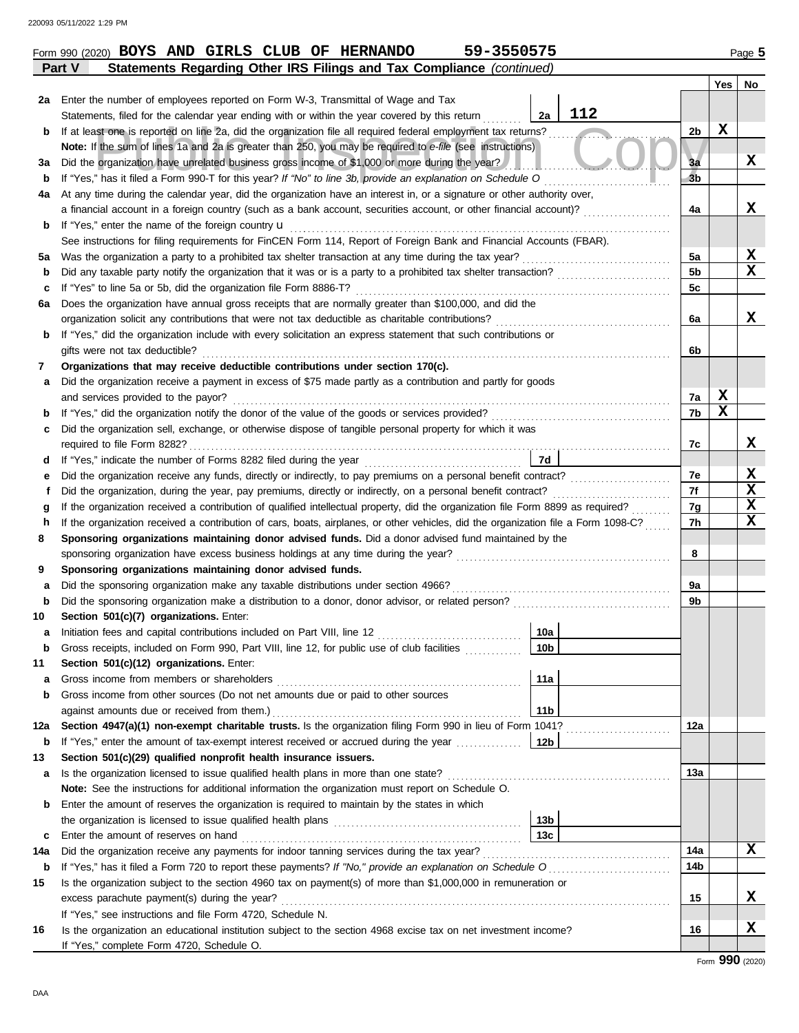Form 990 (2020) **BOYS AND GIRLS CLUB OF HERNANDO 59-3550575** Page **5**

## Part V Statements Regarding Other IRS Filings and Tax Compliance *(continued)*

| | | | | Yes | No |
|---|---|---|---|---|---|
| **2a** | Enter the number of employees reported on Form W-3, Transmittal of Wage and Tax Statements, filed for the calendar year ending with or within the year covered by this return | 2a: 112 | | | |
| **b** | If at least one is reported on line 2a, did the organization file all required federal employment tax returns? | | 2b | X | |
| | **Note:** If the sum of lines 1a and 2a is greater than 250, you may be required to *e-file* (see instructions) | | | | |
| **3a** | Did the organization have unrelated business gross income of $1,000 or more during the year? | | 3a | | X |
| **b** | If "Yes," has it filed a Form 990-T for this year? *If "No" to line 3b, provide an explanation on Schedule O* | | 3b | | |
| **4a** | At any time during the calendar year, did the organization have an interest in, or a signature or other authority over, a financial account in a foreign country (such as a bank account, securities account, or other financial account)? | | 4a | | X |
| **b** | If "Yes," enter the name of the foreign country u | | | | |
| | See instructions for filing requirements for FinCEN Form 114, Report of Foreign Bank and Financial Accounts (FBAR). | | | | |
| **5a** | Was the organization a party to a prohibited tax shelter transaction at any time during the tax year? | | 5a | | X |
| **b** | Did any taxable party notify the organization that it was or is a party to a prohibited tax shelter transaction? | | 5b | | X |
| **c** | If "Yes" to line 5a or 5b, did the organization file Form 8886-T? | | 5c | | |
| **6a** | Does the organization have annual gross receipts that are normally greater than $100,000, and did the organization solicit any contributions that were not tax deductible as charitable contributions? | | 6a | | X |
| **b** | If "Yes," did the organization include with every solicitation an express statement that such contributions or gifts were not tax deductible? | | 6b | | |
| **7** | **Organizations that may receive deductible contributions under section 170(c).** | | | | |
| **a** | Did the organization receive a payment in excess of $75 made partly as a contribution and partly for goods and services provided to the payor? | | 7a | X | |
| **b** | If "Yes," did the organization notify the donor of the value of the goods or services provided? | | 7b | X | |
| **c** | Did the organization sell, exchange, or otherwise dispose of tangible personal property for which it was required to file Form 8282? | | 7c | | X |
| **d** | If "Yes," indicate the number of Forms 8282 filed during the year | 7d | | | |
| **e** | Did the organization receive any funds, directly or indirectly, to pay premiums on a personal benefit contract? | | 7e | | X |
| **f** | Did the organization, during the year, pay premiums, directly or indirectly, on a personal benefit contract? | | 7f | | X |
| **g** | If the organization received a contribution of qualified intellectual property, did the organization file Form 8899 as required? | | 7g | | X |
| **h** | If the organization received a contribution of cars, boats, airplanes, or other vehicles, did the organization file a Form 1098-C? | | 7h | | X |
| **8** | **Sponsoring organizations maintaining donor advised funds.** Did a donor advised fund maintained by the sponsoring organization have excess business holdings at any time during the year? | | 8 | | |
| **9** | **Sponsoring organizations maintaining donor advised funds.** | | | | |
| **a** | Did the sponsoring organization make any taxable distributions under section 4966? | | 9a | | |
| **b** | Did the sponsoring organization make a distribution to a donor, donor advisor, or related person? | | 9b | | |
| **10** | **Section 501(c)(7) organizations.** Enter: | | | | |
| **a** | Initiation fees and capital contributions included on Part VIII, line 12 | 10a | | | |
| **b** | Gross receipts, included on Form 990, Part VIII, line 12, for public use of club facilities | 10b | | | |
| **11** | **Section 501(c)(12) organizations.** Enter: | | | | |
| **a** | Gross income from members or shareholders | 11a | | | |
| **b** | Gross income from other sources (Do not net amounts due or paid to other sources against amounts due or received from them.) | 11b | | | |
| **12a** | **Section 4947(a)(1) non-exempt charitable trusts.** Is the organization filing Form 990 in lieu of Form 1041? | | 12a | | |
| **b** | If "Yes," enter the amount of tax-exempt interest received or accrued during the year | 12b | | | |
| **13** | **Section 501(c)(29) qualified nonprofit health insurance issuers.** | | | | |
| **a** | Is the organization licensed to issue qualified health plans in more than one state? | | 13a | | |
| | **Note:** See the instructions for additional information the organization must report on Schedule O. | | | | |
| **b** | Enter the amount of reserves the organization is required to maintain by the states in which the organization is licensed to issue qualified health plans | 13b | | | |
| **c** | Enter the amount of reserves on hand | 13c | | | |
| **14a** | Did the organization receive any payments for indoor tanning services during the tax year? | | 14a | | X |
| **b** | If "Yes," has it filed a Form 720 to report these payments? *If "No," provide an explanation on Schedule O* | | 14b | | |
| **15** | Is the organization subject to the section 4960 tax on payment(s) of more than $1,000,000 in remuneration or excess parachute payment(s) during the year? | | 15 | | X |
| | If "Yes," see instructions and file Form 4720, Schedule N. | | | | |
| **16** | Is the organization an educational institution subject to the section 4968 excise tax on net investment income? | | 16 | | X |
| | If "Yes," complete Form 4720, Schedule O. | | | | |

Form **990** (2020)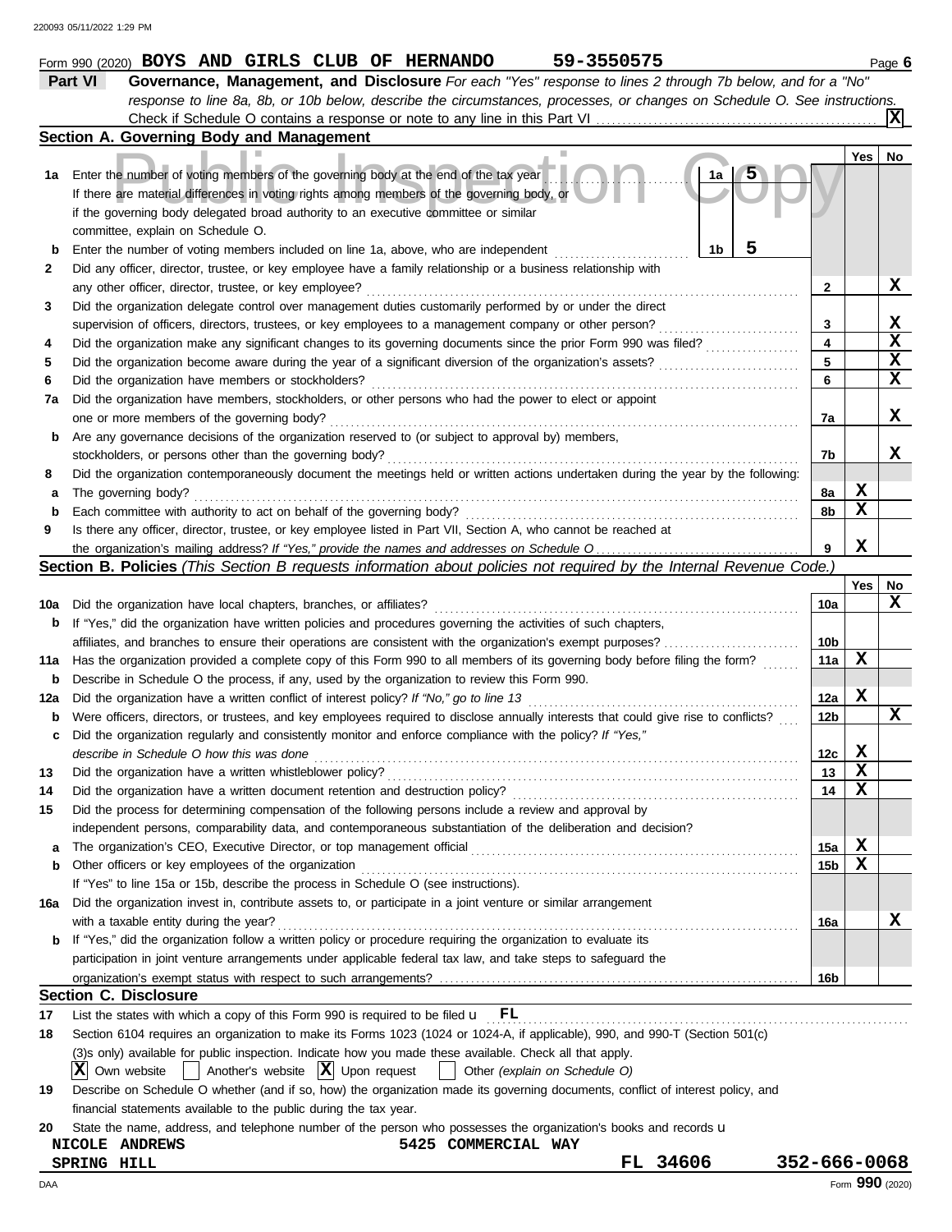Form 990 (2020) **BOYS AND GIRLS CLUB OF HERNANDO** **59-3550575** Page **6**

## Part VI Governance, Management, and Disclosure

*For each "Yes" response to lines 2 through 7b below, and for a "No" response to line 8a, 8b, or 10b below, describe the circumstances, processes, or changes on Schedule O. See instructions.*

Check if Schedule O contains a response or note to any line in this Part VI ... **X**

### Section A. Governing Body and Management

| | | | Yes | No |
|---|---|---|---|---|
| 1a | Enter the number of voting members of the governing body at the end of the tax year ... 1a **5**. If there are material differences in voting rights among members of the governing body, or if the governing body delegated broad authority to an executive committee or similar committee, explain on Schedule O. | | | |
| b | Enter the number of voting members included on line 1a, above, who are independent ... 1b **5** | | | |
| 2 | Did any officer, director, trustee, or key employee have a family relationship or a business relationship with any other officer, director, trustee, or key employee? | 2 | | X |
| 3 | Did the organization delegate control over management duties customarily performed by or under the direct supervision of officers, directors, trustees, or key employees to a management company or other person? | 3 | | X |
| 4 | Did the organization make any significant changes to its governing documents since the prior Form 990 was filed? | 4 | | X |
| 5 | Did the organization become aware during the year of a significant diversion of the organization's assets? | 5 | | X |
| 6 | Did the organization have members or stockholders? | 6 | | X |
| 7a | Did the organization have members, stockholders, or other persons who had the power to elect or appoint one or more members of the governing body? | 7a | | X |
| b | Are any governance decisions of the organization reserved to (or subject to approval by) members, stockholders, or persons other than the governing body? | 7b | | X |
| 8 | Did the organization contemporaneously document the meetings held or written actions undertaken during the year by the following: | | | |
| a | The governing body? | 8a | X | |
| b | Each committee with authority to act on behalf of the governing body? | 8b | X | |
| 9 | Is there any officer, director, trustee, or key employee listed in Part VII, Section A, who cannot be reached at the organization's mailing address? *If "Yes," provide the names and addresses on Schedule O* | 9 | X | |

### Section B. Policies *(This Section B requests information about policies not required by the Internal Revenue Code.)*

| | | | Yes | No |
|---|---|---|---|---|
| 10a | Did the organization have local chapters, branches, or affiliates? | 10a | | X |
| b | If "Yes," did the organization have written policies and procedures governing the activities of such chapters, affiliates, and branches to ensure their operations are consistent with the organization's exempt purposes? | 10b | | |
| 11a | Has the organization provided a complete copy of this Form 990 to all members of its governing body before filing the form? | 11a | X | |
| b | Describe in Schedule O the process, if any, used by the organization to review this Form 990. | | | |
| 12a | Did the organization have a written conflict of interest policy? *If "No," go to line 13* | 12a | X | |
| b | Were officers, directors, or trustees, and key employees required to disclose annually interests that could give rise to conflicts? | 12b | | X |
| c | Did the organization regularly and consistently monitor and enforce compliance with the policy? *If "Yes," describe in Schedule O how this was done* | 12c | X | |
| 13 | Did the organization have a written whistleblower policy? | 13 | X | |
| 14 | Did the organization have a written document retention and destruction policy? | 14 | X | |
| 15 | Did the process for determining compensation of the following persons include a review and approval by independent persons, comparability data, and contemporaneous substantiation of the deliberation and decision? | | | |
| a | The organization's CEO, Executive Director, or top management official | 15a | X | |
| b | Other officers or key employees of the organization | 15b | X | |
| | If "Yes" to line 15a or 15b, describe the process in Schedule O (see instructions). | | | |
| 16a | Did the organization invest in, contribute assets to, or participate in a joint venture or similar arrangement with a taxable entity during the year? | 16a | | X |
| b | If "Yes," did the organization follow a written policy or procedure requiring the organization to evaluate its participation in joint venture arrangements under applicable federal tax law, and take steps to safeguard the organization's exempt status with respect to such arrangements? | 16b | | |

### Section C. Disclosure

17 List the states with which a copy of this Form 990 is required to be filed u **FL**

18 Section 6104 requires an organization to make its Forms 1023 (1024 or 1024-A, if applicable), 990, and 990-T (Section 501(c)(3)s only) available for public inspection. Indicate how you made these available. Check all that apply.

**[X]** Own website  [ ] Another's website  **[X]** Upon request  [ ] Other *(explain on Schedule O)*

19 Describe on Schedule O whether (and if so, how) the organization made its governing documents, conflict of interest policy, and financial statements available to the public during the tax year.

20 State the name, address, and telephone number of the person who possesses the organization's books and records u

**NICOLE ANDREWS** **5425 COMMERCIAL WAY**
**SPRING HILL** **FL 34606** **352-666-0068**

Form **990** (2020)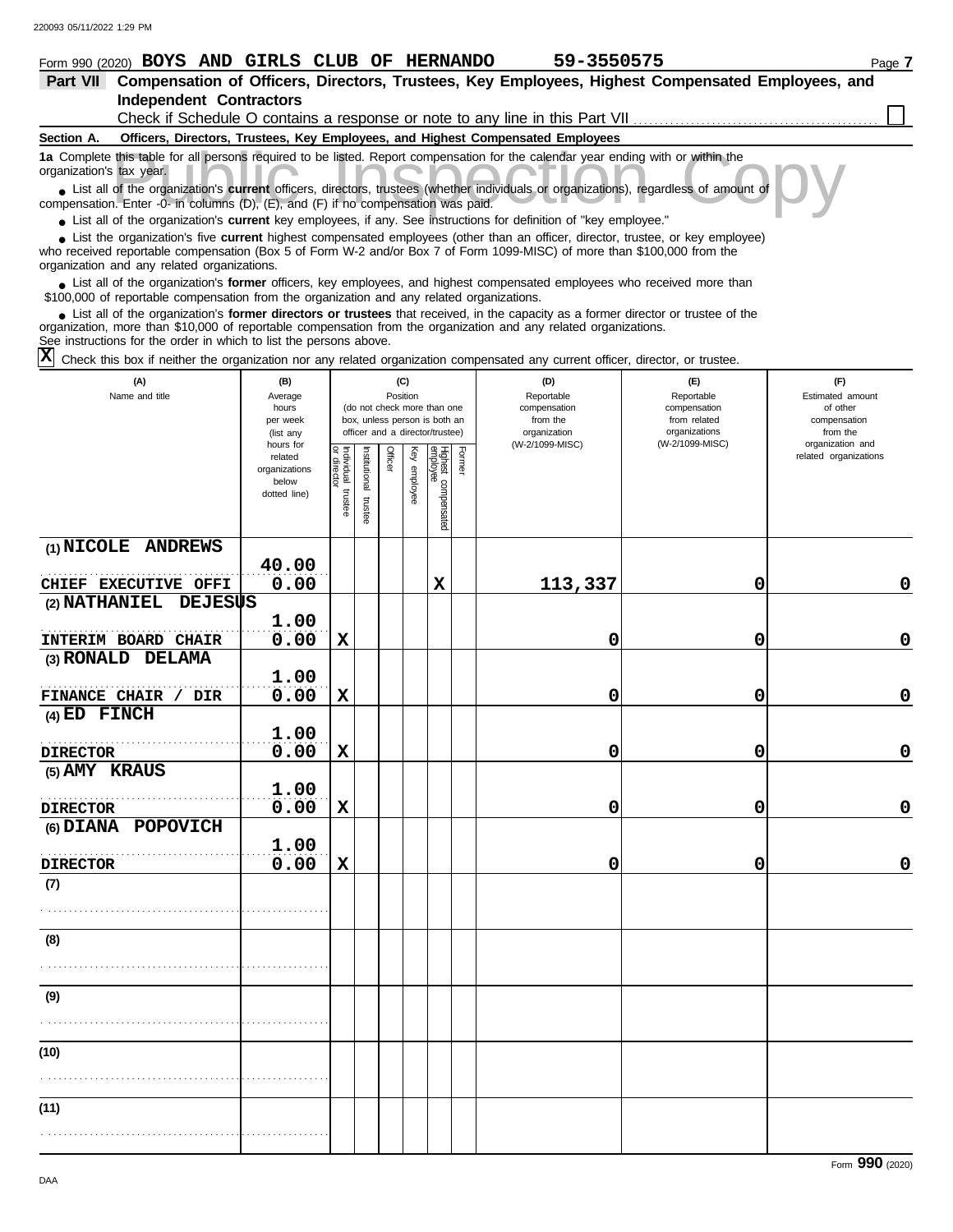Form 990 (2020) **BOYS AND GIRLS CLUB OF HERNANDO** **59-3550575** Page **7**

## Part VII Compensation of Officers, Directors, Trustees, Key Employees, Highest Compensated Employees, and Independent Contractors

Check if Schedule O contains a response or note to any line in this Part VII ☐

### Section A. Officers, Directors, Trustees, Key Employees, and Highest Compensated Employees

**1a** Complete this table for all persons required to be listed. Report compensation for the calendar year ending with or within the organization's tax year.

- List all of the organization's **current** officers, directors, trustees (whether individuals or organizations), regardless of amount of compensation. Enter -0- in columns (D), (E), and (F) if no compensation was paid.
- List all of the organization's **current** key employees, if any. See instructions for definition of "key employee."
- List the organization's five **current** highest compensated employees (other than an officer, director, trustee, or key employee) who received reportable compensation (Box 5 of Form W-2 and/or Box 7 of Form 1099-MISC) of more than $100,000 from the organization and any related organizations.
- List all of the organization's **former** officers, key employees, and highest compensated employees who received more than $100,000 of reportable compensation from the organization and any related organizations.
- List all of the organization's **former directors or trustees** that received, in the capacity as a former director or trustee of the organization, more than $10,000 of reportable compensation from the organization and any related organizations.

See instructions for the order in which to list the persons above.

☒ Check this box if neither the organization nor any related organization compensated any current officer, director, or trustee.

| (A) Name and title | (B) Average hours per week (list any hours for related organizations below dotted line) | (C) Position: Individual trustee or director | Institutional trustee | Officer | Key employee | Highest compensated employee | Former | (D) Reportable compensation from the organization (W-2/1099-MISC) | (E) Reportable compensation from related organizations (W-2/1099-MISC) | (F) Estimated amount of other compensation from the organization and related organizations |
|---|---|---|---|---|---|---|---|---|---|---|
| (1) NICOLE ANDREWS<br>CHIEF EXECUTIVE OFFI | 40.00<br>0.00 | | | | | X | | 113,337 | 0 | 0 |
| (2) NATHANIEL DEJESUS<br>INTERIM BOARD CHAIR | 1.00<br>0.00 | X | | | | | | 0 | 0 | 0 |
| (3) RONALD DELAMA<br>FINANCE CHAIR / DIR | 1.00<br>0.00 | X | | | | | | 0 | 0 | 0 |
| (4) ED FINCH<br>DIRECTOR | 1.00<br>0.00 | X | | | | | | 0 | 0 | 0 |
| (5) AMY KRAUS<br>DIRECTOR | 1.00<br>0.00 | X | | | | | | 0 | 0 | 0 |
| (6) DIANA POPOVICH<br>DIRECTOR | 1.00<br>0.00 | X | | | | | | 0 | 0 | 0 |
| (7) | | | | | | | | | | |
| (8) | | | | | | | | | | |
| (9) | | | | | | | | | | |
| (10) | | | | | | | | | | |
| (11) | | | | | | | | | | |

Form **990** (2020)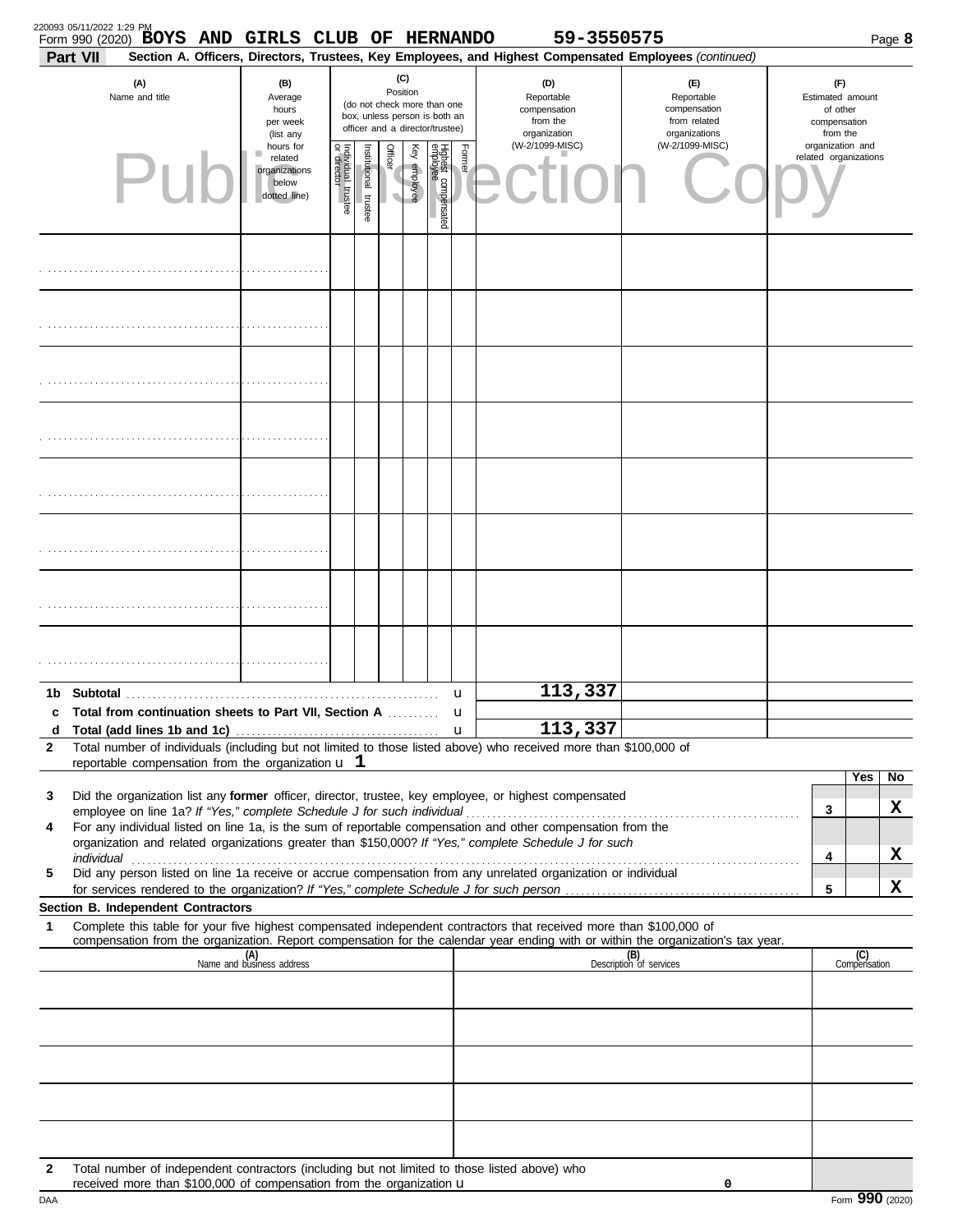Form 990 (2020) **BOYS AND GIRLS CLUB OF HERNANDO** 59-3550575 Page **8**

**Part VII** **Section A. Officers, Directors, Trustees, Key Employees, and Highest Compensated Employees** *(continued)*

| (A) Name and title | (B) Average hours per week (list any hours for related organizations below dotted line) | (C) Position (do not check more than one box, unless person is both an officer and a director/trustee): Individual trustee or director | Institutional trustee | Officer | Key employee | Highest compensated employee | Former | (D) Reportable compensation from the organization (W-2/1099-MISC) | (E) Reportable compensation from related organizations (W-2/1099-MISC) | (F) Estimated amount of other compensation from the organization and related organizations |
|---|---|---|---|---|---|---|---|---|---|---|
| | | | | | | | | | | |
| | | | | | | | | | | |
| | | | | | | | | | | |
| | | | | | | | | | | |
| | | | | | | | | | | |
| | | | | | | | | | | |
| | | | | | | | | | | |
| | | | | | | | | | | |

| | | (D) | (E) | (F) |
|---|---|---|---|---|
| **1b** | **Subtotal** | 113,337 | | |
| **c** | **Total from continuation sheets to Part VII, Section A** | | | |
| **d** | **Total (add lines 1b and 1c)** | 113,337 | | |

**2** Total number of individuals (including but not limited to those listed above) who received more than $100,000 of reportable compensation from the organization u **1**

| | | | Yes | No |
|---|---|---|---|---|
| **3** | Did the organization list any **former** officer, director, trustee, key employee, or highest compensated employee on line 1a? *If "Yes," complete Schedule J for such individual* | 3 | | X |
| **4** | For any individual listed on line 1a, is the sum of reportable compensation and other compensation from the organization and related organizations greater than $150,000? *If "Yes," complete Schedule J for such individual* | 4 | | X |
| **5** | Did any person listed on line 1a receive or accrue compensation from any unrelated organization or individual for services rendered to the organization? *If "Yes," complete Schedule J for such person* | 5 | | X |

**Section B. Independent Contractors**

**1** Complete this table for your five highest compensated independent contractors that received more than $100,000 of compensation from the organization. Report compensation for the calendar year ending with or within the organization's tax year.

| (A) Name and business address | (B) Description of services | (C) Compensation |
|---|---|---|
| | | |
| | | |
| | | |
| | | |
| | | |

**2** Total number of independent contractors (including but not limited to those listed above) who received more than $100,000 of compensation from the organization u 0

Form **990** (2020)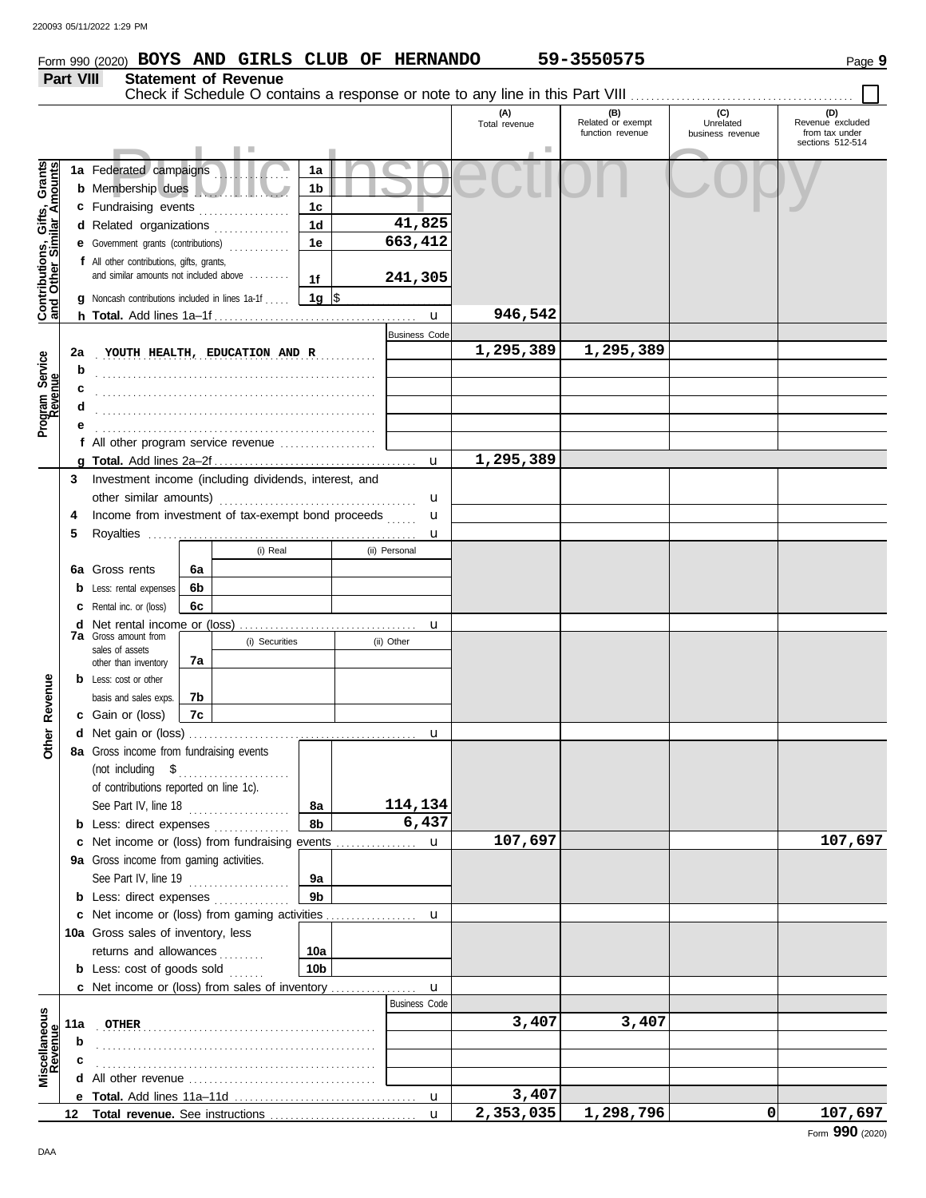Form 990 (2020) **BOYS AND GIRLS CLUB OF HERNANDO** **59-3550575** Page **9**

## Part VIII Statement of Revenue

Check if Schedule O contains a response or note to any line in this Part VIII ☐

| | | | (A) Total revenue | (B) Related or exempt function revenue | (C) Unrelated business revenue | (D) Revenue excluded from tax under sections 512-514 |
|---|---|---|---|---|---|---|
| **Contributions, Gifts, Grants and Other Similar Amounts** | 1a Federated campaigns | 1a | | | | |
| | b Membership dues | 1b | | | | |
| | c Fundraising events | 1c | | | | |
| | d Related organizations | 1d 41,825 | | | | |
| | e Government grants (contributions) | 1e 663,412 | | | | |
| | f All other contributions, gifts, grants, and similar amounts not included above | 1f 241,305 | | | | |
| | g Noncash contributions included in lines 1a-1f | 1g $ | | | | |
| | h **Total.** Add lines 1a–1f | u | 946,542 | | | |
| **Program Service Revenue** | | Business Code | | | | |
| | 2a YOUTH HEALTH, EDUCATION AND R | | 1,295,389 | 1,295,389 | | |
| | b | | | | | |
| | c | | | | | |
| | d | | | | | |
| | e | | | | | |
| | f All other program service revenue | | | | | |
| | g **Total.** Add lines 2a–2f | u | 1,295,389 | | | |
| **Other Revenue** | 3 Investment income (including dividends, interest, and other similar amounts) | u | | | | |
| | 4 Income from investment of tax-exempt bond proceeds | u | | | | |
| | 5 Royalties | u | | | | |
| | 6a Gross rents — 6a (i) Real / (ii) Personal | | | | | |
| | b Less: rental expenses — 6b | | | | | |
| | c Rental inc. or (loss) — 6c | | | | | |
| | d Net rental income or (loss) | u | | | | |
| | 7a Gross amount from sales of assets other than inventory — 7a (i) Securities / (ii) Other | | | | | |
| | b Less: cost or other basis and sales exps. — 7b | | | | | |
| | c Gain or (loss) — 7c | | | | | |
| | d Net gain or (loss) | u | | | | |
| | 8a Gross income from fundraising events (not including $ of contributions reported on line 1c). See Part IV, line 18 | 8a 114,134 | | | | |
| | b Less: direct expenses | 8b 6,437 | | | | |
| | c Net income or (loss) from fundraising events | u | 107,697 | | | 107,697 |
| | 9a Gross income from gaming activities. See Part IV, line 19 | 9a | | | | |
| | b Less: direct expenses | 9b | | | | |
| | c Net income or (loss) from gaming activities | u | | | | |
| | 10a Gross sales of inventory, less returns and allowances | 10a | | | | |
| | b Less: cost of goods sold | 10b | | | | |
| | c Net income or (loss) from sales of inventory | u | | | | |
| **Miscellaneous Revenue** | | Business Code | | | | |
| | 11a OTHER | | 3,407 | 3,407 | | |
| | b | | | | | |
| | c | | | | | |
| | d All other revenue | | | | | |
| | e **Total.** Add lines 11a–11d | u | 3,407 | | | |
| | 12 **Total revenue.** See instructions | u | 2,353,035 | 1,298,796 | 0 | 107,697 |

Form **990** (2020)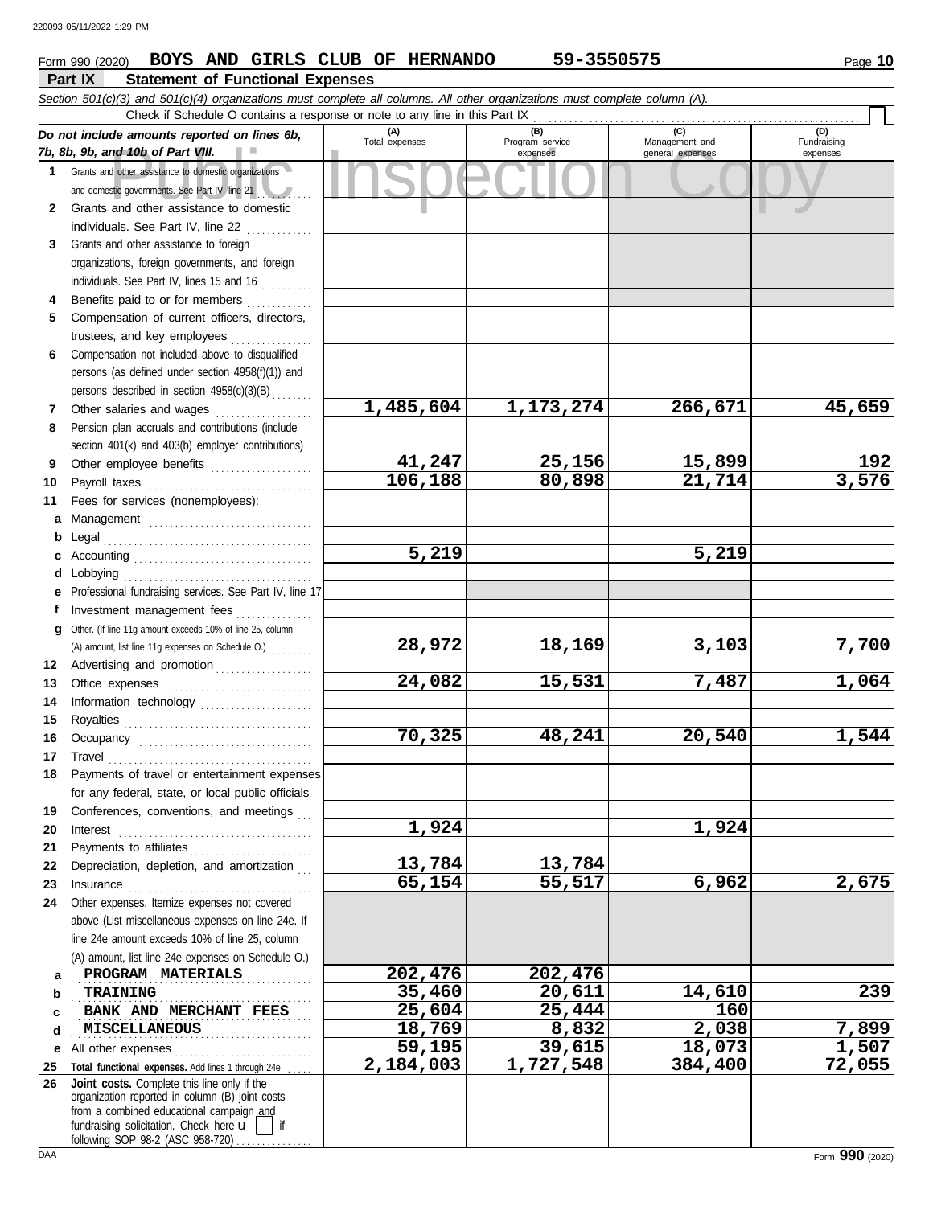Form 990 (2020) **BOYS AND GIRLS CLUB OF HERNANDO** **59-3550575** Page **10**

## Part IX Statement of Functional Expenses

*Section 501(c)(3) and 501(c)(4) organizations must complete all columns. All other organizations must complete column (A).*

Check if Schedule O contains a response or note to any line in this Part IX ☐

| *Do not include amounts reported on lines 6b, 7b, 8b, 9b, and 10b of Part VIII.* | (A) Total expenses | (B) Program service expenses | (C) Management and general expenses | (D) Fundraising expenses |
|---|---|---|---|---|
| **1** Grants and other assistance to domestic organizations and domestic governments. See Part IV, line 21 | | | | |
| **2** Grants and other assistance to domestic individuals. See Part IV, line 22 | | | | |
| **3** Grants and other assistance to foreign organizations, foreign governments, and foreign individuals. See Part IV, lines 15 and 16 | | | | |
| **4** Benefits paid to or for members | | | | |
| **5** Compensation of current officers, directors, trustees, and key employees | | | | |
| **6** Compensation not included above to disqualified persons (as defined under section 4958(f)(1)) and persons described in section 4958(c)(3)(B) | | | | |
| **7** Other salaries and wages | 1,485,604 | 1,173,274 | 266,671 | 45,659 |
| **8** Pension plan accruals and contributions (include section 401(k) and 403(b) employer contributions) | | | | |
| **9** Other employee benefits | 41,247 | 25,156 | 15,899 | 192 |
| **10** Payroll taxes | 106,188 | 80,898 | 21,714 | 3,576 |
| **11** Fees for services (nonemployees): | | | | |
| **a** Management | | | | |
| **b** Legal | | | | |
| **c** Accounting | 5,219 | | 5,219 | |
| **d** Lobbying | | | | |
| **e** Professional fundraising services. See Part IV, line 17 | | | | |
| **f** Investment management fees | | | | |
| **g** Other. (If line 11g amount exceeds 10% of line 25, column (A) amount, list line 11g expenses on Schedule O.) | 28,972 | 18,169 | 3,103 | 7,700 |
| **12** Advertising and promotion | | | | |
| **13** Office expenses | 24,082 | 15,531 | 7,487 | 1,064 |
| **14** Information technology | | | | |
| **15** Royalties | | | | |
| **16** Occupancy | 70,325 | 48,241 | 20,540 | 1,544 |
| **17** Travel | | | | |
| **18** Payments of travel or entertainment expenses for any federal, state, or local public officials | | | | |
| **19** Conferences, conventions, and meetings | | | | |
| **20** Interest | 1,924 | | 1,924 | |
| **21** Payments to affiliates | | | | |
| **22** Depreciation, depletion, and amortization | 13,784 | 13,784 | | |
| **23** Insurance | 65,154 | 55,517 | 6,962 | 2,675 |
| **24** Other expenses. Itemize expenses not covered above (List miscellaneous expenses on line 24e. If line 24e amount exceeds 10% of line 25, column (A) amount, list line 24e expenses on Schedule O.) | | | | |
| **a** PROGRAM MATERIALS | 202,476 | 202,476 | | |
| **b** TRAINING | 35,460 | 20,611 | 14,610 | 239 |
| **c** BANK AND MERCHANT FEES | 25,604 | 25,444 | 160 | |
| **d** MISCELLANEOUS | 18,769 | 8,832 | 2,038 | 7,899 |
| **e** All other expenses | 59,195 | 39,615 | 18,073 | 1,507 |
| **25 Total functional expenses.** Add lines 1 through 24e | 2,184,003 | 1,727,548 | 384,400 | 72,055 |
| **26 Joint costs.** Complete this line only if the organization reported in column (B) joint costs from a combined educational campaign and fundraising solicitation. Check here ☐ if following SOP 98-2 (ASC 958-720) | | | | |

Form **990** (2020)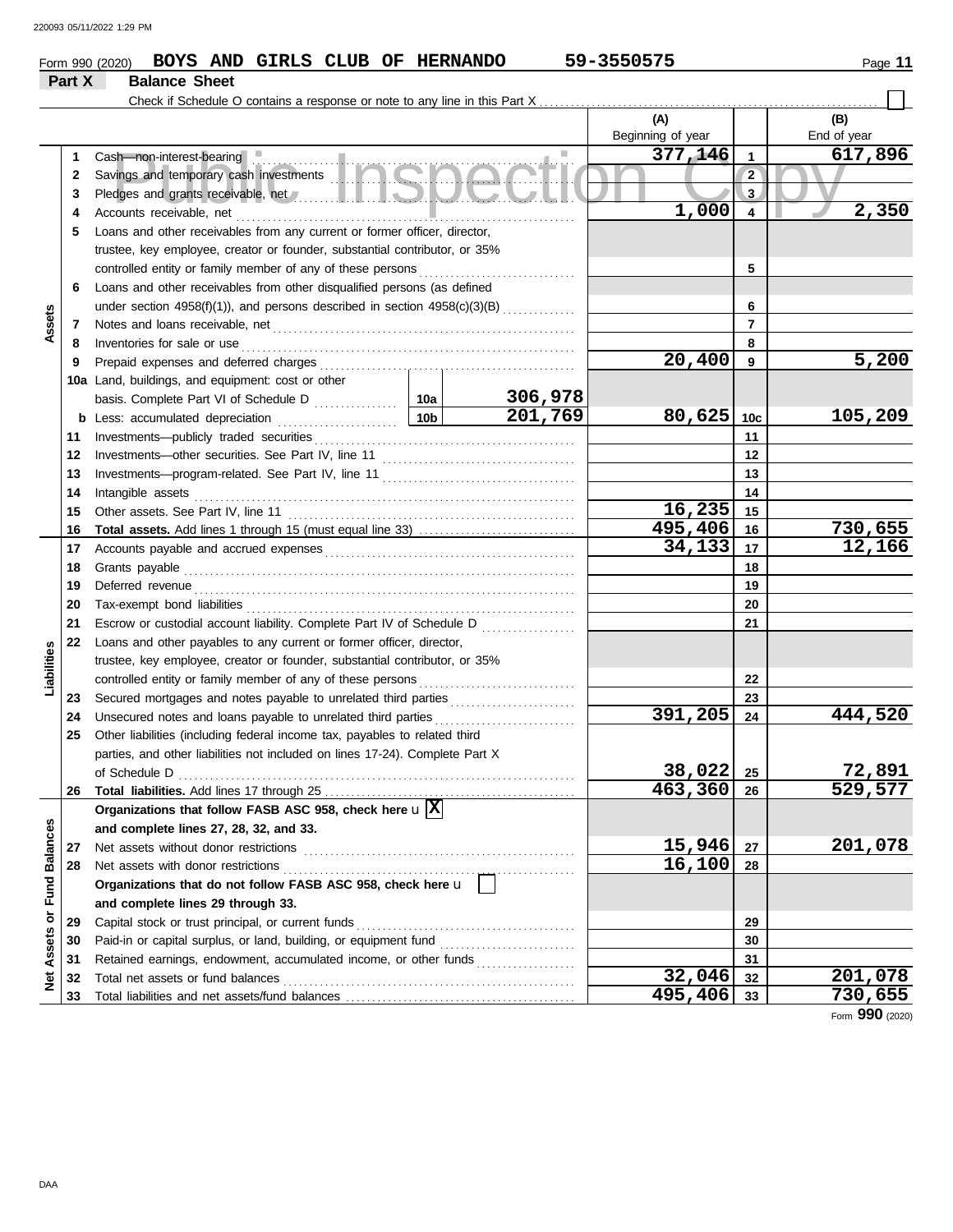Form 990 (2020) **BOYS AND GIRLS CLUB OF HERNANDO** 59-3550575

## Part X Balance Sheet

Check if Schedule O contains a response or note to any line in this Part X . . . . . . . . . . ☐

| | | | | (A) Beginning of year | | (B) End of year |
|---|---|---|---|---|---|---|
| **Assets** | 1 | Cash—non-interest-bearing | | 377,146 | 1 | 617,896 |
| | 2 | Savings and temporary cash investments | | | 2 | |
| | 3 | Pledges and grants receivable, net | | | 3 | |
| | 4 | Accounts receivable, net | | 1,000 | 4 | 2,350 |
| | 5 | Loans and other receivables from any current or former officer, director, trustee, key employee, creator or founder, substantial contributor, or 35% controlled entity or family member of any of these persons | | | 5 | |
| | 6 | Loans and other receivables from other disqualified persons (as defined under section 4958(f)(1)), and persons described in section 4958(c)(3)(B) | | | 6 | |
| | 7 | Notes and loans receivable, net | | | 7 | |
| | 8 | Inventories for sale or use | | | 8 | |
| | 9 | Prepaid expenses and deferred charges | | 20,400 | 9 | 5,200 |
| | 10a | Land, buildings, and equipment: cost or other basis. Complete Part VI of Schedule D | 10a 306,978 | | | |
| | b | Less: accumulated depreciation | 10b 201,769 | 80,625 | 10c | 105,209 |
| | 11 | Investments—publicly traded securities | | | 11 | |
| | 12 | Investments—other securities. See Part IV, line 11 | | | 12 | |
| | 13 | Investments—program-related. See Part IV, line 11 | | | 13 | |
| | 14 | Intangible assets | | | 14 | |
| | 15 | Other assets. See Part IV, line 11 | | 16,235 | 15 | |
| | 16 | **Total assets.** Add lines 1 through 15 (must equal line 33) | | 495,406 | 16 | 730,655 |
| **Liabilities** | 17 | Accounts payable and accrued expenses | | 34,133 | 17 | 12,166 |
| | 18 | Grants payable | | | 18 | |
| | 19 | Deferred revenue | | | 19 | |
| | 20 | Tax-exempt bond liabilities | | | 20 | |
| | 21 | Escrow or custodial account liability. Complete Part IV of Schedule D | | | 21 | |
| | 22 | Loans and other payables to any current or former officer, director, trustee, key employee, creator or founder, substantial contributor, or 35% controlled entity or family member of any of these persons | | | 22 | |
| | 23 | Secured mortgages and notes payable to unrelated third parties | | | 23 | |
| | 24 | Unsecured notes and loans payable to unrelated third parties | | 391,205 | 24 | 444,520 |
| | 25 | Other liabilities (including federal income tax, payables to related third parties, and other liabilities not included on lines 17-24). Complete Part X of Schedule D | | 38,022 | 25 | 72,891 |
| | 26 | **Total liabilities.** Add lines 17 through 25 | | 463,360 | 26 | 529,577 |
| **Net Assets or Fund Balances** | | **Organizations that follow FASB ASC 958, check here** ☒ **and complete lines 27, 28, 32, and 33.** | | | | |
| | 27 | Net assets without donor restrictions | | 15,946 | 27 | 201,078 |
| | 28 | Net assets with donor restrictions | | 16,100 | 28 | |
| | | **Organizations that do not follow FASB ASC 958, check here** ☐ **and complete lines 29 through 33.** | | | | |
| | 29 | Capital stock or trust principal, or current funds | | | 29 | |
| | 30 | Paid-in or capital surplus, or land, building, or equipment fund | | | 30 | |
| | 31 | Retained earnings, endowment, accumulated income, or other funds | | | 31 | |
| | 32 | Total net assets or fund balances | | 32,046 | 32 | 201,078 |
| | 33 | Total liabilities and net assets/fund balances | | 495,406 | 33 | 730,655 |

Form **990** (2020)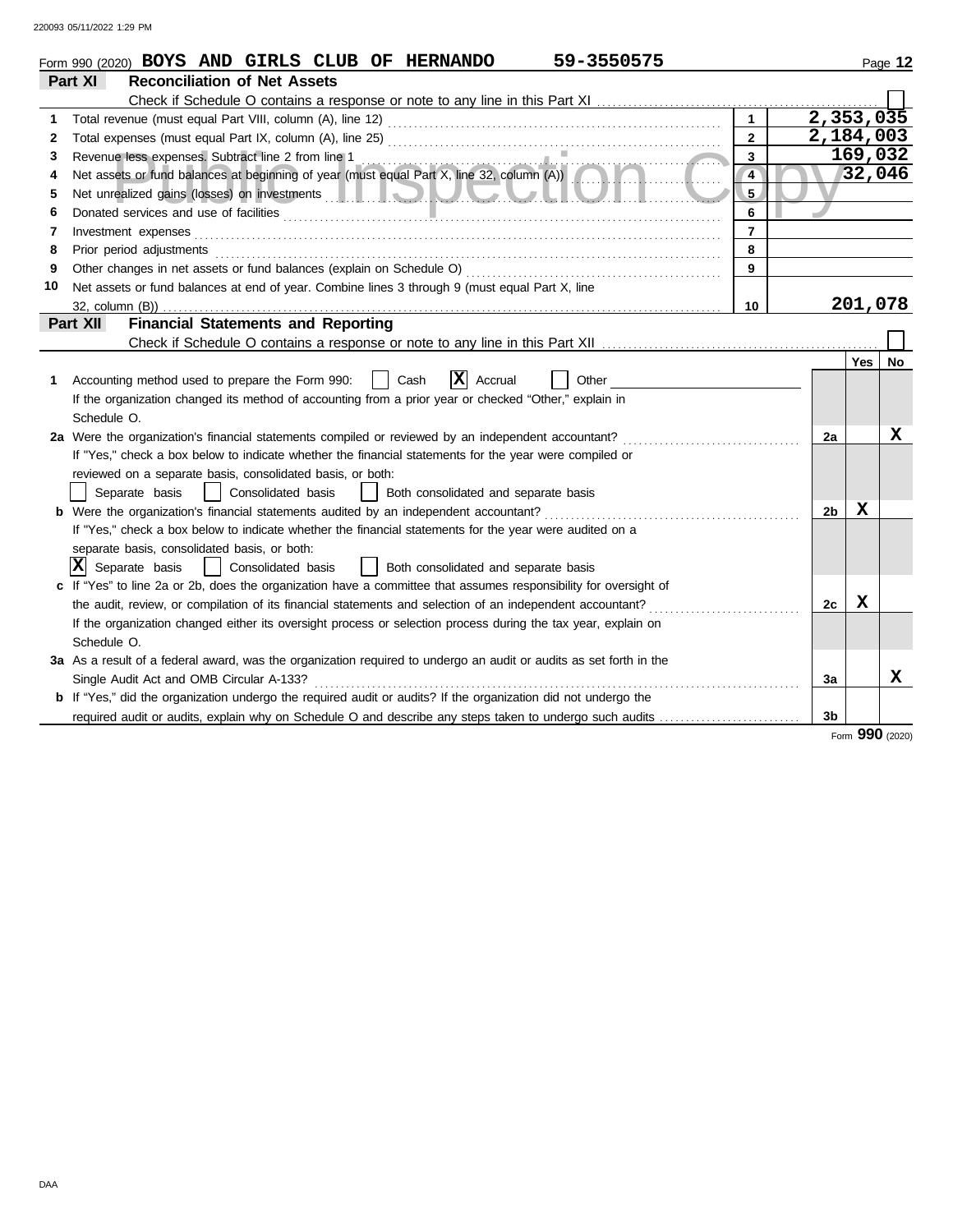Form 990 (2020) **BOYS AND GIRLS CLUB OF HERNANDO** **59-3550575** Page **12**

## Part XI Reconciliation of Net Assets

Check if Schedule O contains a response or note to any line in this Part XI ☐

| | | | |
|---|---|---|---|
| 1 | Total revenue (must equal Part VIII, column (A), line 12) | 1 | 2,353,035 |
| 2 | Total expenses (must equal Part IX, column (A), line 25) | 2 | 2,184,003 |
| 3 | Revenue less expenses. Subtract line 2 from line 1 | 3 | 169,032 |
| 4 | Net assets or fund balances at beginning of year (must equal Part X, line 32, column (A)) | 4 | 32,046 |
| 5 | Net unrealized gains (losses) on investments | 5 | |
| 6 | Donated services and use of facilities | 6 | |
| 7 | Investment expenses | 7 | |
| 8 | Prior period adjustments | 8 | |
| 9 | Other changes in net assets or fund balances (explain on Schedule O) | 9 | |
| 10 | Net assets or fund balances at end of year. Combine lines 3 through 9 (must equal Part X, line 32, column (B)) | 10 | 201,078 |

## Part XII Financial Statements and Reporting

Check if Schedule O contains a response or note to any line in this Part XII ☐

| | | | Yes | No |
|---|---|---|---|---|
| 1 | Accounting method used to prepare the Form 990: ☐ Cash ☒ Accrual ☐ Other<br>If the organization changed its method of accounting from a prior year or checked "Other," explain in Schedule O. | | | |
| 2a | Were the organization's financial statements compiled or reviewed by an independent accountant?<br>If "Yes," check a box below to indicate whether the financial statements for the year were compiled or reviewed on a separate basis, consolidated basis, or both:<br>☐ Separate basis ☐ Consolidated basis ☐ Both consolidated and separate basis | 2a | | X |
| b | Were the organization's financial statements audited by an independent accountant?<br>If "Yes," check a box below to indicate whether the financial statements for the year were audited on a separate basis, consolidated basis, or both:<br>☒ Separate basis ☐ Consolidated basis ☐ Both consolidated and separate basis | 2b | X | |
| c | If "Yes" to line 2a or 2b, does the organization have a committee that assumes responsibility for oversight of the audit, review, or compilation of its financial statements and selection of an independent accountant?<br>If the organization changed either its oversight process or selection process during the tax year, explain on Schedule O. | 2c | X | |
| 3a | As a result of a federal award, was the organization required to undergo an audit or audits as set forth in the Single Audit Act and OMB Circular A-133? | 3a | | X |
| b | If "Yes," did the organization undergo the required audit or audits? If the organization did not undergo the required audit or audits, explain why on Schedule O and describe any steps taken to undergo such audits | 3b | | |

Form **990** (2020)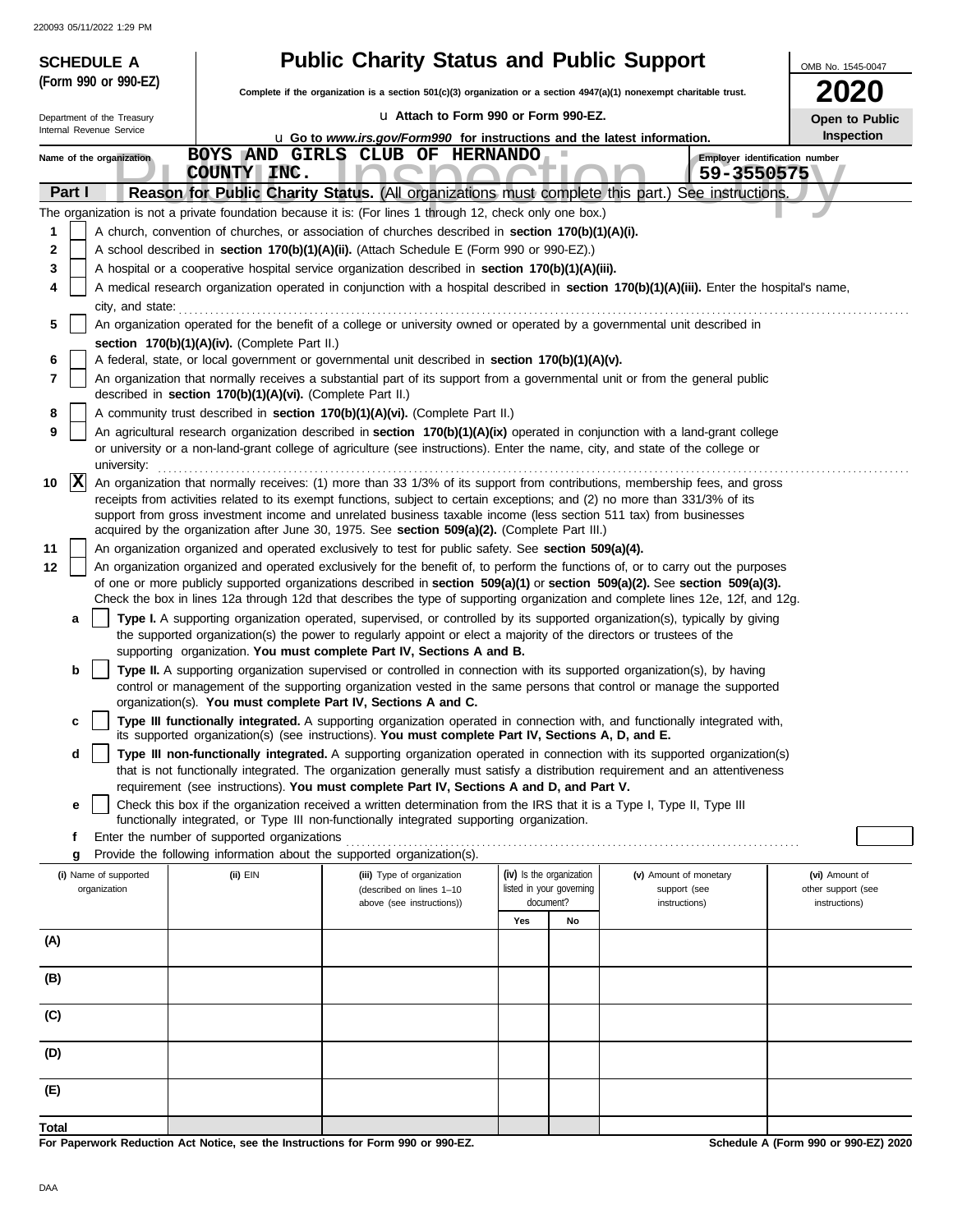**SCHEDULE A (Form 990 or 990-EZ)**

Department of the Treasury
Internal Revenue Service

# Public Charity Status and Public Support

**Complete if the organization is a section 501(c)(3) organization or a section 4947(a)(1) nonexempt charitable trust.**

u Attach to Form 990 or Form 990-EZ.

u Go to *www.irs.gov/Form990* for instructions and the latest information.

OMB No. 1545-0047

**2020**

**Open to Public Inspection**

Name of the organization: BOYS AND GIRLS CLUB OF HERNANDO COUNTY INC.

Employer identification number: 59-3550575

**Part I** **Reason for Public Charity Status.** (All organizations must complete this part.) See instructions.

The organization is not a private foundation because it is: (For lines 1 through 12, check only one box.)

1. [ ] A church, convention of churches, or association of churches described in **section 170(b)(1)(A)(i).**
2. [ ] A school described in **section 170(b)(1)(A)(ii).** (Attach Schedule E (Form 990 or 990-EZ).)
3. [ ] A hospital or a cooperative hospital service organization described in **section 170(b)(1)(A)(iii).**
4. [ ] A medical research organization operated in conjunction with a hospital described in **section 170(b)(1)(A)(iii).** Enter the hospital's name, city, and state:
5. [ ] An organization operated for the benefit of a college or university owned or operated by a governmental unit described in **section 170(b)(1)(A)(iv).** (Complete Part II.)
6. [ ] A federal, state, or local government or governmental unit described in **section 170(b)(1)(A)(v).**
7. [ ] An organization that normally receives a substantial part of its support from a governmental unit or from the general public described in **section 170(b)(1)(A)(vi).** (Complete Part II.)
8. [ ] A community trust described in **section 170(b)(1)(A)(vi).** (Complete Part II.)
9. [ ] An agricultural research organization described in **section 170(b)(1)(A)(ix)** operated in conjunction with a land-grant college or university or a non-land-grant college of agriculture (see instructions). Enter the name, city, and state of the college or university:
10. [X] An organization that normally receives: (1) more than 33 1/3% of its support from contributions, membership fees, and gross receipts from activities related to its exempt functions, subject to certain exceptions; and (2) no more than 331/3% of its support from gross investment income and unrelated business taxable income (less section 511 tax) from businesses acquired by the organization after June 30, 1975. See **section 509(a)(2).** (Complete Part III.)
11. [ ] An organization organized and operated exclusively to test for public safety. See **section 509(a)(4).**
12. [ ] An organization organized and operated exclusively for the benefit of, to perform the functions of, or to carry out the purposes of one or more publicly supported organizations described in **section 509(a)(1)** or **section 509(a)(2).** See **section 509(a)(3).** Check the box in lines 12a through 12d that describes the type of supporting organization and complete lines 12e, 12f, and 12g.

   a [ ] **Type I.** A supporting organization operated, supervised, or controlled by its supported organization(s), typically by giving the supported organization(s) the power to regularly appoint or elect a majority of the directors or trustees of the supporting organization. **You must complete Part IV, Sections A and B.**

   b [ ] **Type II.** A supporting organization supervised or controlled in connection with its supported organization(s), by having control or management of the supporting organization vested in the same persons that control or manage the supported organization(s). **You must complete Part IV, Sections A and C.**

   c [ ] **Type III functionally integrated.** A supporting organization operated in connection with, and functionally integrated with, its supported organization(s) (see instructions). **You must complete Part IV, Sections A, D, and E.**

   d [ ] **Type III non-functionally integrated.** A supporting organization operated in connection with its supported organization(s) that is not functionally integrated. The organization generally must satisfy a distribution requirement and an attentiveness requirement (see instructions). **You must complete Part IV, Sections A and D, and Part V.**

   e [ ] Check this box if the organization received a written determination from the IRS that it is a Type I, Type II, Type III functionally integrated, or Type III non-functionally integrated supporting organization.

   f Enter the number of supported organizations

   g Provide the following information about the supported organization(s).

| (i) Name of supported organization | (ii) EIN | (iii) Type of organization (described on lines 1–10 above (see instructions)) | (iv) Is the organization listed in your governing document? | | (v) Amount of monetary support (see instructions) | (vi) Amount of other support (see instructions) |
|---|---|---|---|---|---|---|
| | | | Yes | No | | |
| (A) | | | | | | |
| (B) | | | | | | |
| (C) | | | | | | |
| (D) | | | | | | |
| (E) | | | | | | |
| Total | | | | | | |

**For Paperwork Reduction Act Notice, see the Instructions for Form 990 or 990-EZ.**

**Schedule A (Form 990 or 990-EZ) 2020**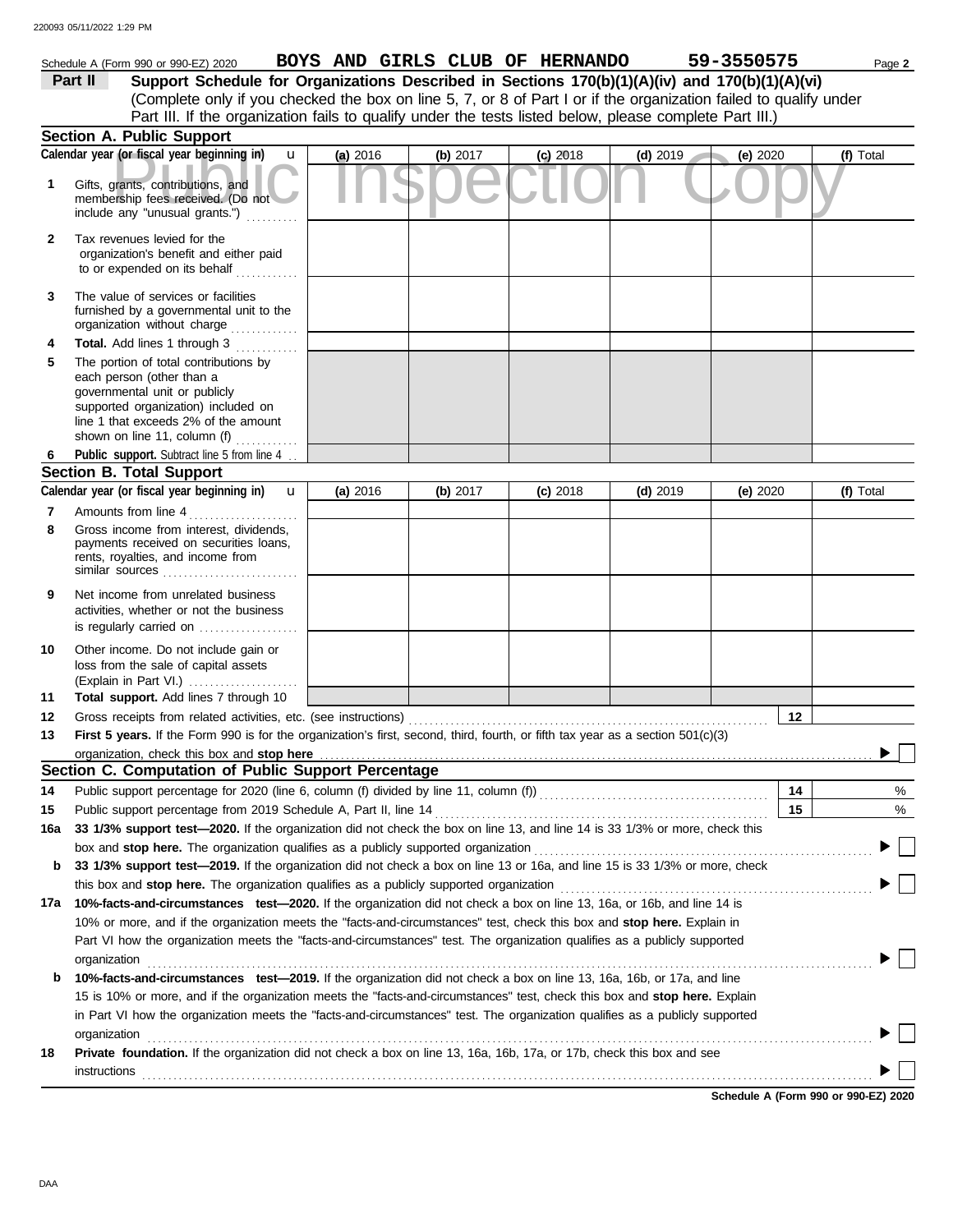Schedule A (Form 990 or 990-EZ) 2020 **BOYS AND GIRLS CLUB OF HERNANDO** **59-3550575** Page **2**

**Part II** **Support Schedule for Organizations Described in Sections 170(b)(1)(A)(iv) and 170(b)(1)(A)(vi)**
(Complete only if you checked the box on line 5, 7, or 8 of Part I or if the organization failed to qualify under Part III. If the organization fails to qualify under the tests listed below, please complete Part III.)

## Section A. Public Support

| Calendar year (or fiscal year beginning in) | (a) 2016 | (b) 2017 | (c) 2018 | (d) 2019 | (e) 2020 | (f) Total |
|---|---|---|---|---|---|---|
| **1** Gifts, grants, contributions, and membership fees received. (Do not include any "unusual grants.") | | | | | | |
| **2** Tax revenues levied for the organization's benefit and either paid to or expended on its behalf | | | | | | |
| **3** The value of services or facilities furnished by a governmental unit to the organization without charge | | | | | | |
| **4** **Total.** Add lines 1 through 3 | | | | | | |
| **5** The portion of total contributions by each person (other than a governmental unit or publicly supported organization) included on line 1 that exceeds 2% of the amount shown on line 11, column (f) | | | | | | |
| **6** **Public support.** Subtract line 5 from line 4 | | | | | | |

## Section B. Total Support

| Calendar year (or fiscal year beginning in) | (a) 2016 | (b) 2017 | (c) 2018 | (d) 2019 | (e) 2020 | (f) Total |
|---|---|---|---|---|---|---|
| **7** Amounts from line 4 | | | | | | |
| **8** Gross income from interest, dividends, payments received on securities loans, rents, royalties, and income from similar sources | | | | | | |
| **9** Net income from unrelated business activities, whether or not the business is regularly carried on | | | | | | |
| **10** Other income. Do not include gain or loss from the sale of capital assets (Explain in Part VI.) | | | | | | |
| **11** **Total support.** Add lines 7 through 10 | | | | | | |

**12** Gross receipts from related activities, etc. (see instructions) **12**

**13** **First 5 years.** If the Form 990 is for the organization's first, second, third, fourth, or fifth tax year as a section 501(c)(3) organization, check this box and **stop here** ▶ ☐

## Section C. Computation of Public Support Percentage

**14** Public support percentage for 2020 (line 6, column (f) divided by line 11, column (f)) **14** %

**15** Public support percentage from 2019 Schedule A, Part II, line 14 **15** %

**16a** **33 1/3% support test—2020.** If the organization did not check the box on line 13, and line 14 is 33 1/3% or more, check this box and **stop here.** The organization qualifies as a publicly supported organization ▶ ☐

**b** **33 1/3% support test—2019.** If the organization did not check a box on line 13 or 16a, and line 15 is 33 1/3% or more, check this box and **stop here.** The organization qualifies as a publicly supported organization ▶ ☐

**17a** **10%-facts-and-circumstances test—2020.** If the organization did not check a box on line 13, 16a, or 16b, and line 14 is 10% or more, and if the organization meets the "facts-and-circumstances" test, check this box and **stop here.** Explain in Part VI how the organization meets the "facts-and-circumstances" test. The organization qualifies as a publicly supported organization ▶ ☐

**b** **10%-facts-and-circumstances test—2019.** If the organization did not check a box on line 13, 16a, 16b, or 17a, and line 15 is 10% or more, and if the organization meets the "facts-and-circumstances" test, check this box and **stop here.** Explain in Part VI how the organization meets the "facts-and-circumstances" test. The organization qualifies as a publicly supported organization ▶ ☐

**18** **Private foundation.** If the organization did not check a box on line 13, 16a, 16b, 17a, or 17b, check this box and see instructions ▶ ☐

**Schedule A (Form 990 or 990-EZ) 2020**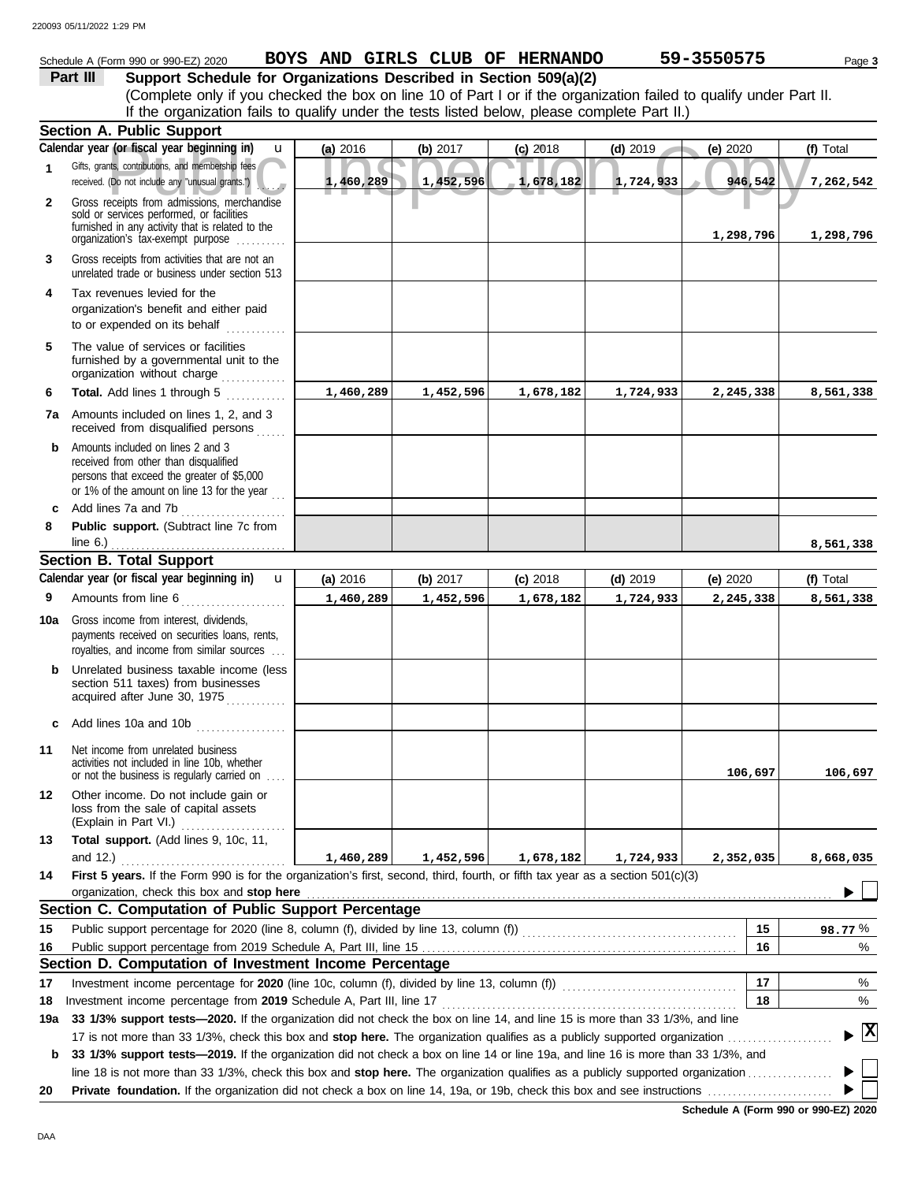Schedule A (Form 990 or 990-EZ) 2020 **BOYS AND GIRLS CLUB OF HERNANDO** **59-3550575** Page **3**

## Part III Support Schedule for Organizations Described in Section 509(a)(2)

(Complete only if you checked the box on line 10 of Part I or if the organization failed to qualify under Part II. If the organization fails to qualify under the tests listed below, please complete Part II.)

### Section A. Public Support

| Calendar year (or fiscal year beginning in) | (a) 2016 | (b) 2017 | (c) 2018 | (d) 2019 | (e) 2020 | (f) Total |
|---|---|---|---|---|---|---|
| 1 Gifts, grants, contributions, and membership fees received. (Do not include any "unusual grants.") | 1,460,289 | 1,452,596 | 1,678,182 | 1,724,933 | 946,542 | 7,262,542 |
| 2 Gross receipts from admissions, merchandise sold or services performed, or facilities furnished in any activity that is related to the organization's tax-exempt purpose | | | | | 1,298,796 | 1,298,796 |
| 3 Gross receipts from activities that are not an unrelated trade or business under section 513 | | | | | | |
| 4 Tax revenues levied for the organization's benefit and either paid to or expended on its behalf | | | | | | |
| 5 The value of services or facilities furnished by a governmental unit to the organization without charge | | | | | | |
| 6 **Total.** Add lines 1 through 5 | 1,460,289 | 1,452,596 | 1,678,182 | 1,724,933 | 2,245,338 | 8,561,338 |
| 7a Amounts included on lines 1, 2, and 3 received from disqualified persons | | | | | | |
| b Amounts included on lines 2 and 3 received from other than disqualified persons that exceed the greater of $5,000 or 1% of the amount on line 13 for the year | | | | | | |
| c Add lines 7a and 7b | | | | | | |
| 8 **Public support.** (Subtract line 7c from line 6.) | | | | | | 8,561,338 |

### Section B. Total Support

| Calendar year (or fiscal year beginning in) | (a) 2016 | (b) 2017 | (c) 2018 | (d) 2019 | (e) 2020 | (f) Total |
|---|---|---|---|---|---|---|
| 9 Amounts from line 6 | 1,460,289 | 1,452,596 | 1,678,182 | 1,724,933 | 2,245,338 | 8,561,338 |
| 10a Gross income from interest, dividends, payments received on securities loans, rents, royalties, and income from similar sources | | | | | | |
| b Unrelated business taxable income (less section 511 taxes) from businesses acquired after June 30, 1975 | | | | | | |
| c Add lines 10a and 10b | | | | | | |
| 11 Net income from unrelated business activities not included in line 10b, whether or not the business is regularly carried on | | | | | 106,697 | 106,697 |
| 12 Other income. Do not include gain or loss from the sale of capital assets (Explain in Part VI.) | | | | | | |
| 13 **Total support.** (Add lines 9, 10c, 11, and 12.) | 1,460,289 | 1,452,596 | 1,678,182 | 1,724,933 | 2,352,035 | 8,668,035 |

14 **First 5 years.** If the Form 990 is for the organization's first, second, third, fourth, or fifth tax year as a section 501(c)(3) organization, check this box and **stop here** ☐

### Section C. Computation of Public Support Percentage

| | | | |
|---|---|---|---|
| 15 | Public support percentage for 2020 (line 8, column (f), divided by line 13, column (f)) | 15 | 98.77 % |
| 16 | Public support percentage from 2019 Schedule A, Part III, line 15 | 16 | % |

### Section D. Computation of Investment Income Percentage

| | | | |
|---|---|---|---|
| 17 | Investment income percentage for **2020** (line 10c, column (f), divided by line 13, column (f)) | 17 | % |
| 18 | Investment income percentage from **2019** Schedule A, Part III, line 17 | 18 | % |

19a **33 1/3% support tests—2020.** If the organization did not check the box on line 14, and line 15 is more than 33 1/3%, and line 17 is not more than 33 1/3%, check this box and **stop here.** The organization qualifies as a publicly supported organization ☒

b **33 1/3% support tests—2019.** If the organization did not check a box on line 14 or line 19a, and line 16 is more than 33 1/3%, and line 18 is not more than 33 1/3%, check this box and **stop here.** The organization qualifies as a publicly supported organization ☐

20 **Private foundation.** If the organization did not check a box on line 14, 19a, or 19b, check this box and see instructions ☐

**Schedule A (Form 990 or 990-EZ) 2020**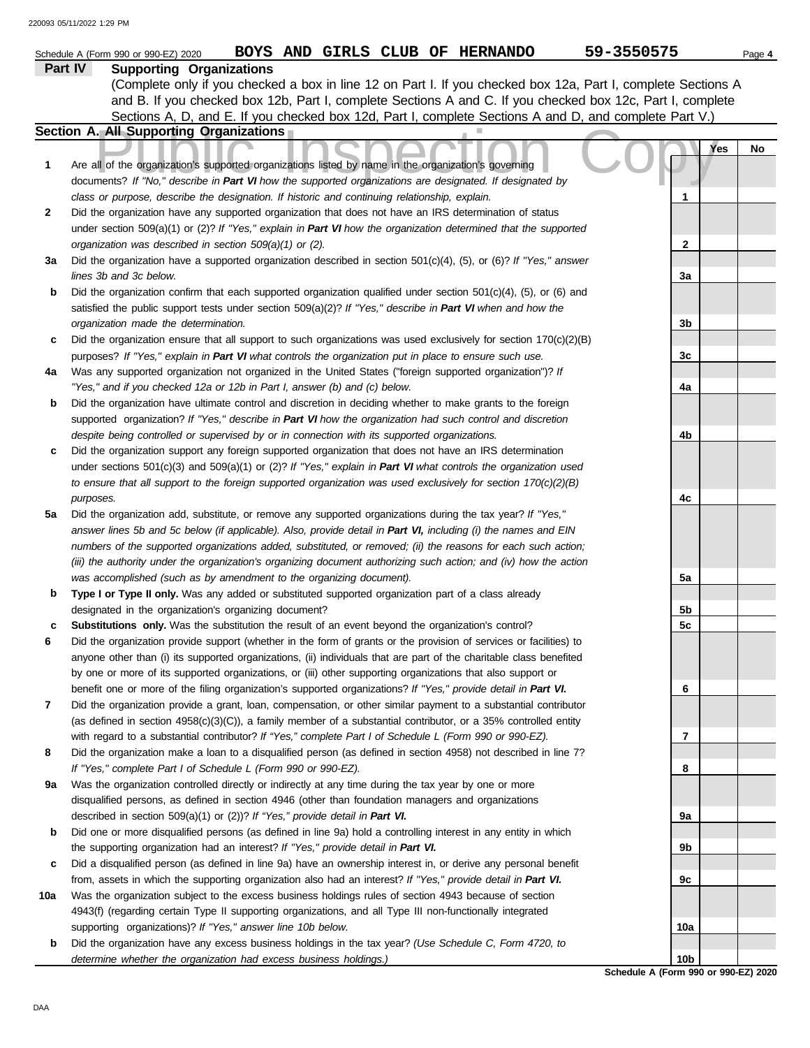Schedule A (Form 990 or 990-EZ) 2020 **BOYS AND GIRLS CLUB OF HERNANDO** **59-3550575**

## Part IV Supporting Organizations

(Complete only if you checked a box in line 12 on Part I. If you checked box 12a, Part I, complete Sections A and B. If you checked box 12b, Part I, complete Sections A and C. If you checked box 12c, Part I, complete Sections A, D, and E. If you checked box 12d, Part I, complete Sections A and D, and complete Part V.)

### Section A. All Supporting Organizations

| | | | Yes | No |
|---|---|---|---|---|
| **1** | Are all of the organization's supported organizations listed by name in the organization's governing documents? *If "No," describe in **Part VI** how the supported organizations are designated. If designated by class or purpose, describe the designation. If historic and continuing relationship, explain.* | 1 | | |
| **2** | Did the organization have any supported organization that does not have an IRS determination of status under section 509(a)(1) or (2)? *If "Yes," explain in **Part VI** how the organization determined that the supported organization was described in section 509(a)(1) or (2).* | 2 | | |
| **3a** | Did the organization have a supported organization described in section 501(c)(4), (5), or (6)? *If "Yes," answer lines 3b and 3c below.* | 3a | | |
| **b** | Did the organization confirm that each supported organization qualified under section 501(c)(4), (5), or (6) and satisfied the public support tests under section 509(a)(2)? *If "Yes," describe in **Part VI** when and how the organization made the determination.* | 3b | | |
| **c** | Did the organization ensure that all support to such organizations was used exclusively for section 170(c)(2)(B) purposes? *If "Yes," explain in **Part VI** what controls the organization put in place to ensure such use.* | 3c | | |
| **4a** | Was any supported organization not organized in the United States ("foreign supported organization")? *If "Yes," and if you checked 12a or 12b in Part I, answer (b) and (c) below.* | 4a | | |
| **b** | Did the organization have ultimate control and discretion in deciding whether to make grants to the foreign supported organization? *If "Yes," describe in **Part VI** how the organization had such control and discretion despite being controlled or supervised by or in connection with its supported organizations.* | 4b | | |
| **c** | Did the organization support any foreign supported organization that does not have an IRS determination under sections 501(c)(3) and 509(a)(1) or (2)? *If "Yes," explain in **Part VI** what controls the organization used to ensure that all support to the foreign supported organization was used exclusively for section 170(c)(2)(B) purposes.* | 4c | | |
| **5a** | Did the organization add, substitute, or remove any supported organizations during the tax year? *If "Yes," answer lines 5b and 5c below (if applicable). Also, provide detail in **Part VI,** including (i) the names and EIN numbers of the supported organizations added, substituted, or removed; (ii) the reasons for each such action; (iii) the authority under the organization's organizing document authorizing such action; and (iv) how the action was accomplished (such as by amendment to the organizing document).* | 5a | | |
| **b** | **Type I or Type II only.** Was any added or substituted supported organization part of a class already designated in the organization's organizing document? | 5b | | |
| **c** | **Substitutions only.** Was the substitution the result of an event beyond the organization's control? | 5c | | |
| **6** | Did the organization provide support (whether in the form of grants or the provision of services or facilities) to anyone other than (i) its supported organizations, (ii) individuals that are part of the charitable class benefited by one or more of its supported organizations, or (iii) other supporting organizations that also support or benefit one or more of the filing organization's supported organizations? *If "Yes," provide detail in **Part VI.*** | 6 | | |
| **7** | Did the organization provide a grant, loan, compensation, or other similar payment to a substantial contributor (as defined in section 4958(c)(3)(C)), a family member of a substantial contributor, or a 35% controlled entity with regard to a substantial contributor? *If "Yes," complete Part I of Schedule L (Form 990 or 990-EZ).* | 7 | | |
| **8** | Did the organization make a loan to a disqualified person (as defined in section 4958) not described in line 7? *If "Yes," complete Part I of Schedule L (Form 990 or 990-EZ).* | 8 | | |
| **9a** | Was the organization controlled directly or indirectly at any time during the tax year by one or more disqualified persons, as defined in section 4946 (other than foundation managers and organizations described in section 509(a)(1) or (2))? *If "Yes," provide detail in **Part VI.*** | 9a | | |
| **b** | Did one or more disqualified persons (as defined in line 9a) hold a controlling interest in any entity in which the supporting organization had an interest? *If "Yes," provide detail in **Part VI.*** | 9b | | |
| **c** | Did a disqualified person (as defined in line 9a) have an ownership interest in, or derive any personal benefit from, assets in which the supporting organization also had an interest? *If "Yes," provide detail in **Part VI.*** | 9c | | |
| **10a** | Was the organization subject to the excess business holdings rules of section 4943 because of section 4943(f) (regarding certain Type II supporting organizations, and all Type III non-functionally integrated supporting organizations)? *If "Yes," answer line 10b below.* | 10a | | |
| **b** | Did the organization have any excess business holdings in the tax year? *(Use Schedule C, Form 4720, to determine whether the organization had excess business holdings.)* | 10b | | |

**Schedule A (Form 990 or 990-EZ) 2020**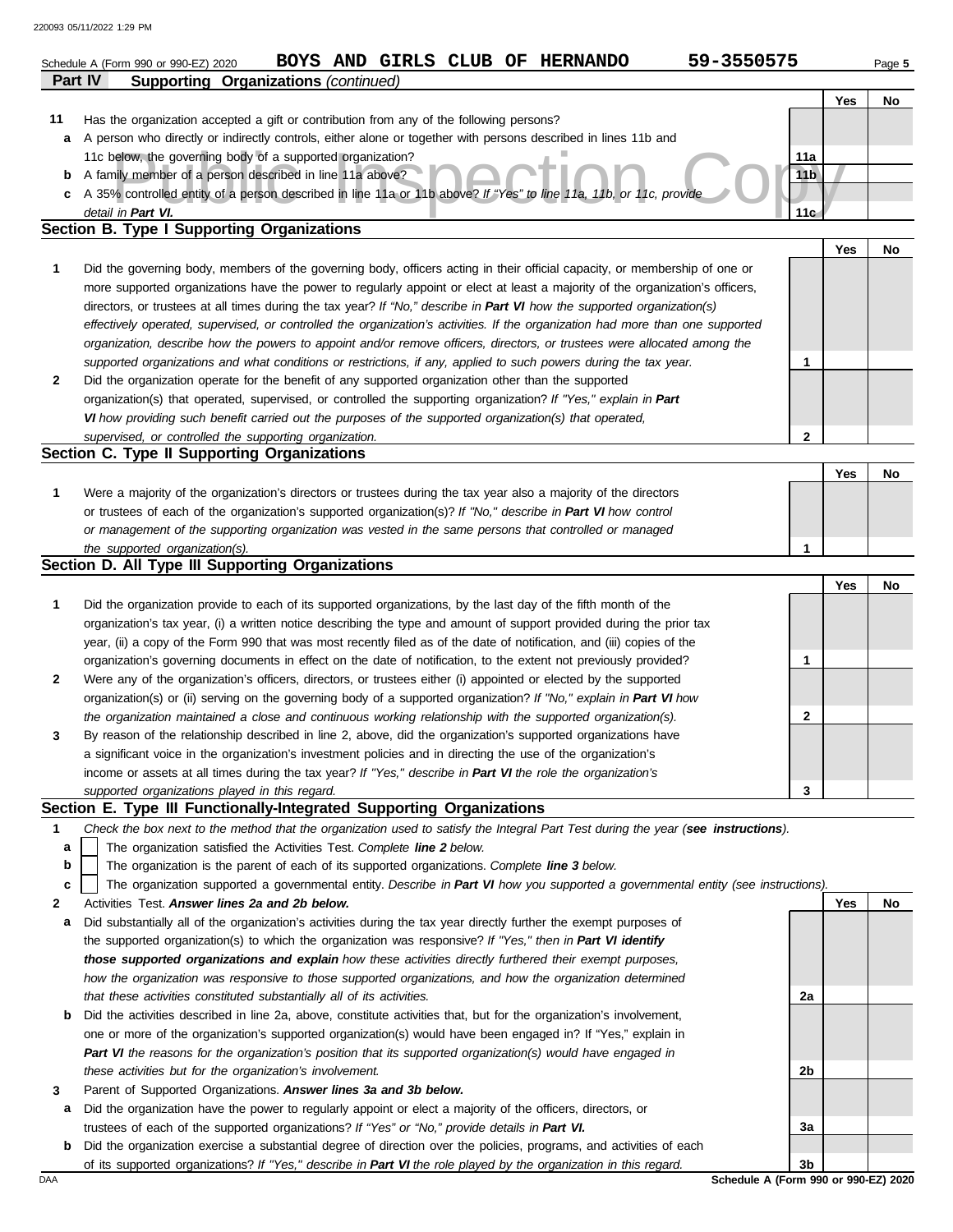Schedule A (Form 990 or 990-EZ) 2020 **BOYS AND GIRLS CLUB OF HERNANDO** **59-3550575** Page **5**

**Part IV** **Supporting Organizations** *(continued)*

| | | | Yes | No |
|---|---|---|---|---|
| **11** | Has the organization accepted a gift or contribution from any of the following persons? | | | |
| **a** | A person who directly or indirectly controls, either alone or together with persons described in lines 11b and 11c below, the governing body of a supported organization? | 11a | | |
| **b** | A family member of a person described in line 11a above? | 11b | | |
| **c** | A 35% controlled entity of a person described in line 11a or 11b above? *If "Yes" to line 11a, 11b, or 11c, provide detail in* ***Part VI.*** | 11c | | |

## Section B. Type I Supporting Organizations

| | | | Yes | No |
|---|---|---|---|---|
| **1** | Did the governing body, members of the governing body, officers acting in their official capacity, or membership of one or more supported organizations have the power to regularly appoint or elect at least a majority of the organization's officers, directors, or trustees at all times during the tax year? *If "No," describe in* ***Part VI*** *how the supported organization(s) effectively operated, supervised, or controlled the organization's activities. If the organization had more than one supported organization, describe how the powers to appoint and/or remove officers, directors, or trustees were allocated among the supported organizations and what conditions or restrictions, if any, applied to such powers during the tax year.* | 1 | | |
| **2** | Did the organization operate for the benefit of any supported organization other than the supported organization(s) that operated, supervised, or controlled the supporting organization? *If "Yes," explain in* ***Part VI*** *how providing such benefit carried out the purposes of the supported organization(s) that operated, supervised, or controlled the supporting organization.* | 2 | | |

## Section C. Type II Supporting Organizations

| | | | Yes | No |
|---|---|---|---|---|
| **1** | Were a majority of the organization's directors or trustees during the tax year also a majority of the directors or trustees of each of the organization's supported organization(s)? *If "No," describe in* ***Part VI*** *how control or management of the supporting organization was vested in the same persons that controlled or managed the supported organization(s).* | 1 | | |

## Section D. All Type III Supporting Organizations

| | | | Yes | No |
|---|---|---|---|---|
| **1** | Did the organization provide to each of its supported organizations, by the last day of the fifth month of the organization's tax year, (i) a written notice describing the type and amount of support provided during the prior tax year, (ii) a copy of the Form 990 that was most recently filed as of the date of notification, and (iii) copies of the organization's governing documents in effect on the date of notification, to the extent not previously provided? | 1 | | |
| **2** | Were any of the organization's officers, directors, or trustees either (i) appointed or elected by the supported organization(s) or (ii) serving on the governing body of a supported organization? *If "No," explain in* ***Part VI*** *how the organization maintained a close and continuous working relationship with the supported organization(s).* | 2 | | |
| **3** | By reason of the relationship described in line 2, above, did the organization's supported organizations have a significant voice in the organization's investment policies and in directing the use of the organization's income or assets at all times during the tax year? *If "Yes," describe in* ***Part VI*** *the role the organization's supported organizations played in this regard.* | 3 | | |

## Section E. Type III Functionally-Integrated Supporting Organizations

**1** *Check the box next to the method that the organization used to satisfy the Integral Part Test during the year (****see instructions****).*

- **a** ☐ The organization satisfied the Activities Test. *Complete* ***line 2*** *below.*
- **b** ☐ The organization is the parent of each of its supported organizations. *Complete* ***line 3*** *below.*
- **c** ☐ The organization supported a governmental entity. *Describe in* ***Part VI*** *how you supported a governmental entity (see instructions).*

| | | | Yes | No |
|---|---|---|---|---|
| **2** | Activities Test. ***Answer lines 2a and 2b below.*** | | | |
| **a** | Did substantially all of the organization's activities during the tax year directly further the exempt purposes of the supported organization(s) to which the organization was responsive? *If "Yes," then in* ***Part VI identify those supported organizations and explain*** *how these activities directly furthered their exempt purposes, how the organization was responsive to those supported organizations, and how the organization determined that these activities constituted substantially all of its activities.* | 2a | | |
| **b** | Did the activities described in line 2a, above, constitute activities that, but for the organization's involvement, one or more of the organization's supported organization(s) would have been engaged in? If "Yes," explain in ***Part VI*** *the reasons for the organization's position that its supported organization(s) would have engaged in these activities but for the organization's involvement.* | 2b | | |
| **3** | Parent of Supported Organizations. ***Answer lines 3a and 3b below.*** | | | |
| **a** | Did the organization have the power to regularly appoint or elect a majority of the officers, directors, or trustees of each of the supported organizations? *If "Yes" or "No," provide details in* ***Part VI.*** | 3a | | |
| **b** | Did the organization exercise a substantial degree of direction over the policies, programs, and activities of each of its supported organizations? *If "Yes," describe in* ***Part VI*** *the role played by the organization in this regard.* | 3b | | |

**Schedule A (Form 990 or 990-EZ) 2020**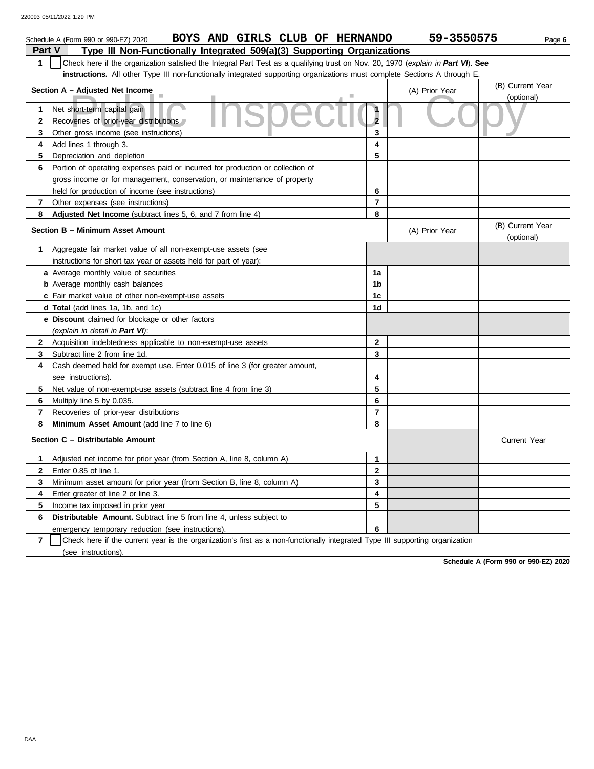Schedule A (Form 990 or 990-EZ) 2020 **BOYS AND GIRLS CLUB OF HERNANDO** **59-3550575** Page **6**

## Part V Type III Non-Functionally Integrated 509(a)(3) Supporting Organizations

**1** ☐ Check here if the organization satisfied the Integral Part Test as a qualifying trust on Nov. 20, 1970 (*explain in **Part VI***). **See instructions.** All other Type III non-functionally integrated supporting organizations must complete Sections A through E.

| **Section A – Adjusted Net Income** | | (A) Prior Year | (B) Current Year (optional) |
|---|---|---|---|
| **1** Net short-term capital gain | 1 | | |
| **2** Recoveries of prior-year distributions | 2 | | |
| **3** Other gross income (see instructions) | 3 | | |
| **4** Add lines 1 through 3. | 4 | | |
| **5** Depreciation and depletion | 5 | | |
| **6** Portion of operating expenses paid or incurred for production or collection of gross income or for management, conservation, or maintenance of property held for production of income (see instructions) | 6 | | |
| **7** Other expenses (see instructions) | 7 | | |
| **8** **Adjusted Net Income** (subtract lines 5, 6, and 7 from line 4) | 8 | | |

| **Section B – Minimum Asset Amount** | | (A) Prior Year | (B) Current Year (optional) |
|---|---|---|---|
| **1** Aggregate fair market value of all non-exempt-use assets (see instructions for short tax year or assets held for part of year): | | | |
| **a** Average monthly value of securities | 1a | | |
| **b** Average monthly cash balances | 1b | | |
| **c** Fair market value of other non-exempt-use assets | 1c | | |
| **d** **Total** (add lines 1a, 1b, and 1c) | 1d | | |
| **e** **Discount** claimed for blockage or other factors (*explain in detail in **Part VI***): | | | |
| **2** Acquisition indebtedness applicable to non-exempt-use assets | 2 | | |
| **3** Subtract line 2 from line 1d. | 3 | | |
| **4** Cash deemed held for exempt use. Enter 0.015 of line 3 (for greater amount, see instructions). | 4 | | |
| **5** Net value of non-exempt-use assets (subtract line 4 from line 3) | 5 | | |
| **6** Multiply line 5 by 0.035. | 6 | | |
| **7** Recoveries of prior-year distributions | 7 | | |
| **8** **Minimum Asset Amount** (add line 7 to line 6) | 8 | | |

| **Section C – Distributable Amount** | | | Current Year |
|---|---|---|---|
| **1** Adjusted net income for prior year (from Section A, line 8, column A) | 1 | | |
| **2** Enter 0.85 of line 1. | 2 | | |
| **3** Minimum asset amount for prior year (from Section B, line 8, column A) | 3 | | |
| **4** Enter greater of line 2 or line 3. | 4 | | |
| **5** Income tax imposed in prior year | 5 | | |
| **6** **Distributable Amount.** Subtract line 5 from line 4, unless subject to emergency temporary reduction (see instructions). | 6 | | |

**7** ☐ Check here if the current year is the organization's first as a non-functionally integrated Type III supporting organization (see instructions).

**Schedule A (Form 990 or 990-EZ) 2020**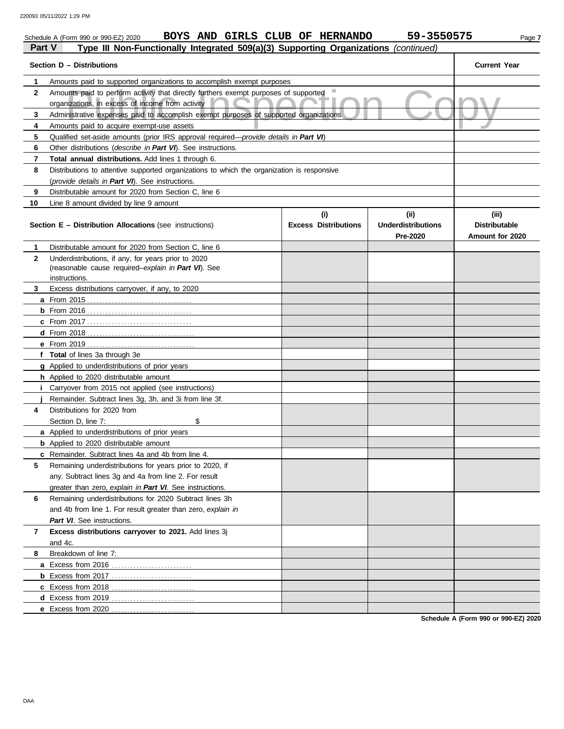Schedule A (Form 990 or 990-EZ) 2020 **BOYS AND GIRLS CLUB OF HERNANDO** **59-3550575** Page **7**

**Part V** **Type III Non-Functionally Integrated 509(a)(3) Supporting Organizations** *(continued)*

| Section D – Distributions | | Current Year |
|---|---|---|
| **1** | Amounts paid to supported organizations to accomplish exempt purposes | |
| **2** | Amounts paid to perform activity that directly furthers exempt purposes of supported organizations, in excess of income from activity | |
| **3** | Administrative expenses paid to accomplish exempt purposes of supported organizations | |
| **4** | Amounts paid to acquire exempt-use assets | |
| **5** | Qualified set-aside amounts (prior IRS approval required—*provide details in **Part VI***) | |
| **6** | Other distributions (*describe in **Part VI***). See instructions. | |
| **7** | **Total annual distributions.** Add lines 1 through 6. | |
| **8** | Distributions to attentive supported organizations to which the organization is responsive (*provide details in **Part VI***). See instructions. | |
| **9** | Distributable amount for 2020 from Section C, line 6 | |
| **10** | Line 8 amount divided by line 9 amount | |

| Section E – Distribution Allocations (see instructions) | | (i) Excess Distributions | (ii) Underdistributions Pre-2020 | (iii) Distributable Amount for 2020 |
|---|---|---|---|---|
| **1** | Distributable amount for 2020 from Section C, line 6 | | | |
| **2** | Underdistributions, if any, for years prior to 2020 (reasonable cause required–*explain in **Part VI***). See instructions. | | | |
| **3** | Excess distributions carryover, if any, to 2020 | | | |
| **a** | From 2015 | | | |
| **b** | From 2016 | | | |
| **c** | From 2017 | | | |
| **d** | From 2018 | | | |
| **e** | From 2019 | | | |
| **f** | **Total** of lines 3a through 3e | | | |
| **g** | Applied to underdistributions of prior years | | | |
| **h** | Applied to 2020 distributable amount | | | |
| **i** | Carryover from 2015 not applied (see instructions) | | | |
| **j** | Remainder. Subtract lines 3g, 3h, and 3i from line 3f. | | | |
| **4** | Distributions for 2020 from Section D, line 7: $ | | | |
| **a** | Applied to underdistributions of prior years | | | |
| **b** | Applied to 2020 distributable amount | | | |
| **c** | Remainder. Subtract lines 4a and 4b from line 4. | | | |
| **5** | Remaining underdistributions for years prior to 2020, if any. Subtract lines 3g and 4a from line 2. For result greater than zero, *explain in **Part VI***. See instructions. | | | |
| **6** | Remaining underdistributions for 2020 Subtract lines 3h and 4b from line 1. For result greater than zero, *explain in **Part VI***. See instructions. | | | |
| **7** | **Excess distributions carryover to 2021.** Add lines 3j and 4c. | | | |
| **8** | Breakdown of line 7: | | | |
| **a** | Excess from 2016 | | | |
| **b** | Excess from 2017 | | | |
| **c** | Excess from 2018 | | | |
| **d** | Excess from 2019 | | | |
| **e** | Excess from 2020 | | | |

**Schedule A (Form 990 or 990-EZ) 2020**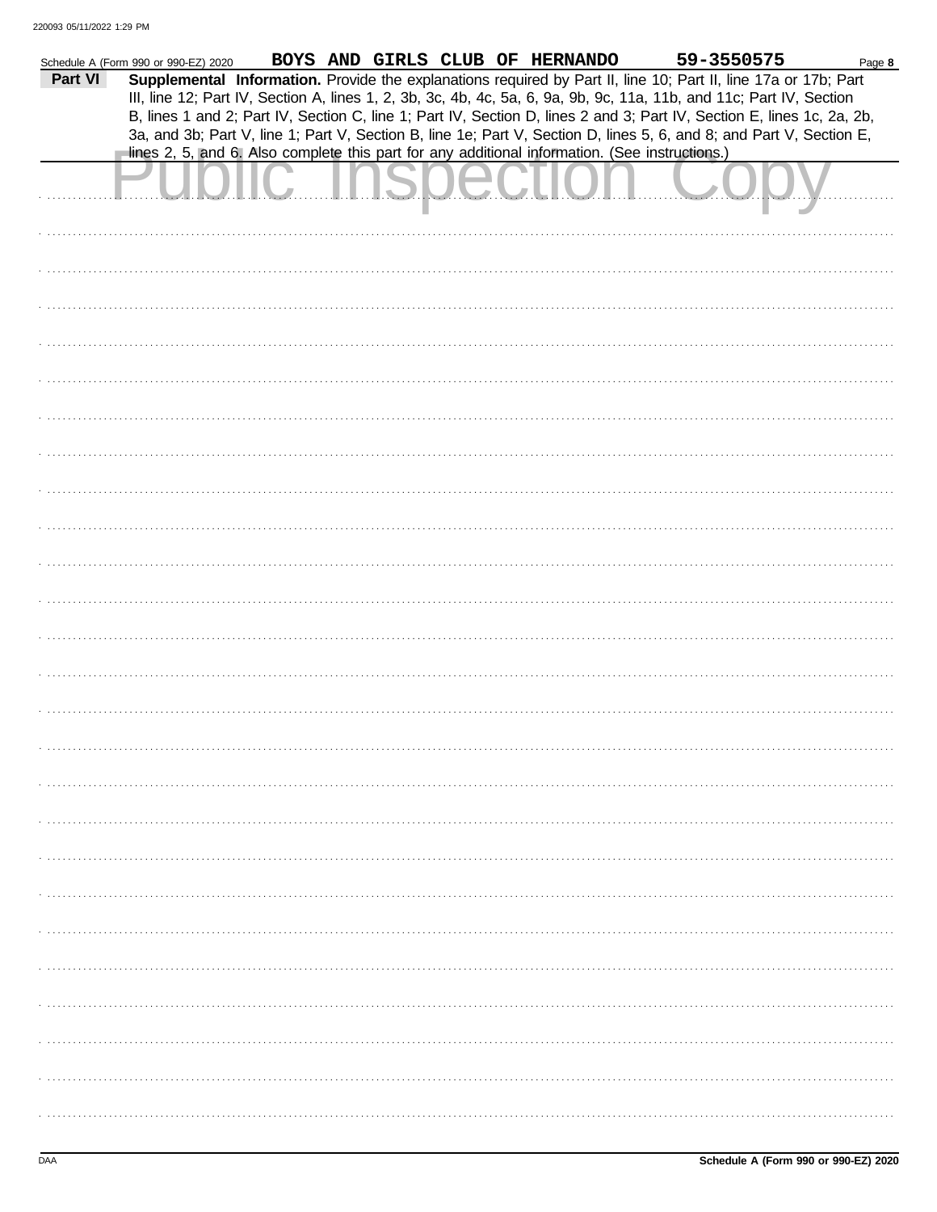Schedule A (Form 990 or 990-EZ) 2020 **BOYS AND GIRLS CLUB OF HERNANDO** **59-3550575** Page **8**

**Part VI** **Supplemental Information.** Provide the explanations required by Part II, line 10; Part II, line 17a or 17b; Part III, line 12; Part IV, Section A, lines 1, 2, 3b, 3c, 4b, 4c, 5a, 6, 9a, 9b, 9c, 11a, 11b, and 11c; Part IV, Section B, lines 1 and 2; Part IV, Section C, line 1; Part IV, Section D, lines 2 and 3; Part IV, Section E, lines 1c, 2a, 2b, 3a, and 3b; Part V, line 1; Part V, Section B, line 1e; Part V, Section D, lines 5, 6, and 8; and Part V, Section E, lines 2, 5, and 6. Also complete this part for any additional information. (See instructions.)

Public Inspection Copy

DAA **Schedule A (Form 990 or 990-EZ) 2020**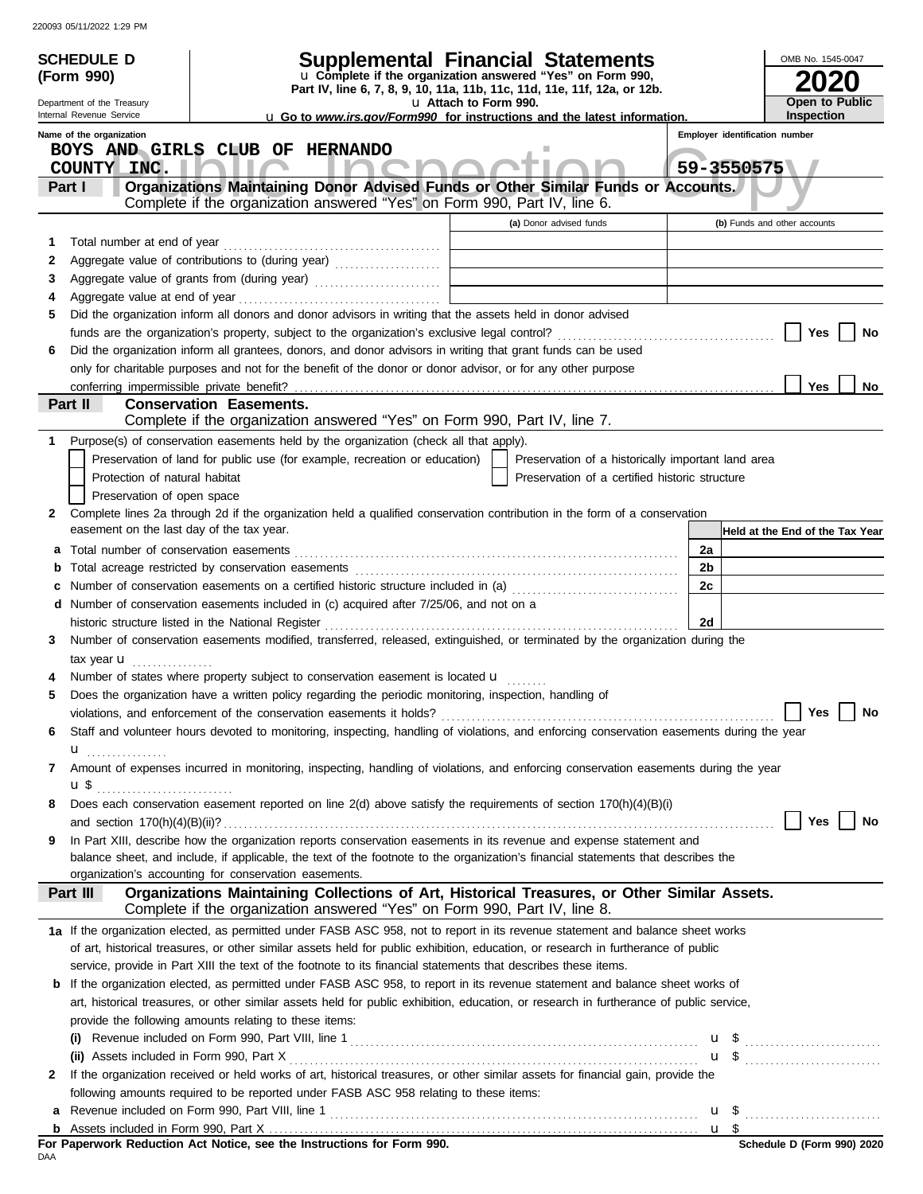220093 05/11/2022 1:29 PM

**SCHEDULE D (Form 990)**

Department of the Treasury
Internal Revenue Service

# Supplemental Financial Statements

u Complete if the organization answered "Yes" on Form 990, Part IV, line 6, 7, 8, 9, 10, 11a, 11b, 11c, 11d, 11e, 11f, 12a, or 12b.
u Attach to Form 990.
u Go to *www.irs.gov/Form990* for instructions and the latest information.

OMB No. 1545-0047

**2020**

**Open to Public Inspection**

Name of the organization: BOYS AND GIRLS CLUB OF HERNANDO COUNTY INC.

Employer identification number: 59-3550575

Public Inspection Copy

## Part I Organizations Maintaining Donor Advised Funds or Other Similar Funds or Accounts.
Complete if the organization answered "Yes" on Form 990, Part IV, line 6.

| | | (a) Donor advised funds | (b) Funds and other accounts |
|---|---|---|---|
| 1 | Total number at end of year | | |
| 2 | Aggregate value of contributions to (during year) | | |
| 3 | Aggregate value of grants from (during year) | | |
| 4 | Aggregate value at end of year | | |

5 Did the organization inform all donors and donor advisors in writing that the assets held in donor advised funds are the organization's property, subject to the organization's exclusive legal control? ☐ Yes ☐ No

6 Did the organization inform all grantees, donors, and donor advisors in writing that grant funds can be used only for charitable purposes and not for the benefit of the donor or donor advisor, or for any other purpose conferring impermissible private benefit? ☐ Yes ☐ No

## Part II Conservation Easements.
Complete if the organization answered "Yes" on Form 990, Part IV, line 7.

1 Purpose(s) of conservation easements held by the organization (check all that apply).

- ☐ Preservation of land for public use (for example, recreation or education)
- ☐ Preservation of a historically important land area
- ☐ Protection of natural habitat
- ☐ Preservation of a certified historic structure
- ☐ Preservation of open space

2 Complete lines 2a through 2d if the organization held a qualified conservation contribution in the form of a conservation easement on the last day of the tax year.

| | | | Held at the End of the Tax Year |
|---|---|---|---|
| a | Total number of conservation easements | 2a | |
| b | Total acreage restricted by conservation easements | 2b | |
| c | Number of conservation easements on a certified historic structure included in (a) | 2c | |
| d | Number of conservation easements included in (c) acquired after 7/25/06, and not on a historic structure listed in the National Register | 2d | |

3 Number of conservation easements modified, transferred, released, extinguished, or terminated by the organization during the tax year u

4 Number of states where property subject to conservation easement is located u

5 Does the organization have a written policy regarding the periodic monitoring, inspection, handling of violations, and enforcement of the conservation easements it holds? ☐ Yes ☐ No

6 Staff and volunteer hours devoted to monitoring, inspecting, handling of violations, and enforcing conservation easements during the year u

7 Amount of expenses incurred in monitoring, inspecting, handling of violations, and enforcing conservation easements during the year u $

8 Does each conservation easement reported on line 2(d) above satisfy the requirements of section 170(h)(4)(B)(i) and section 170(h)(4)(B)(ii)? ☐ Yes ☐ No

9 In Part XIII, describe how the organization reports conservation easements in its revenue and expense statement and balance sheet, and include, if applicable, the text of the footnote to the organization's financial statements that describes the organization's accounting for conservation easements.

## Part III Organizations Maintaining Collections of Art, Historical Treasures, or Other Similar Assets.
Complete if the organization answered "Yes" on Form 990, Part IV, line 8.

1a If the organization elected, as permitted under FASB ASC 958, not to report in its revenue statement and balance sheet works of art, historical treasures, or other similar assets held for public exhibition, education, or research in furtherance of public service, provide in Part XIII the text of the footnote to its financial statements that describes these items.

b If the organization elected, as permitted under FASB ASC 958, to report in its revenue statement and balance sheet works of art, historical treasures, or other similar assets held for public exhibition, education, or research in furtherance of public service, provide the following amounts relating to these items:

(i) Revenue included on Form 990, Part VIII, line 1 u $

(ii) Assets included in Form 990, Part X u $

2 If the organization received or held works of art, historical treasures, or other similar assets for financial gain, provide the following amounts required to be reported under FASB ASC 958 relating to these items:

a Revenue included on Form 990, Part VIII, line 1 u $

b Assets included in Form 990, Part X u $

**For Paperwork Reduction Act Notice, see the Instructions for Form 990.**

DAA

**Schedule D (Form 990) 2020**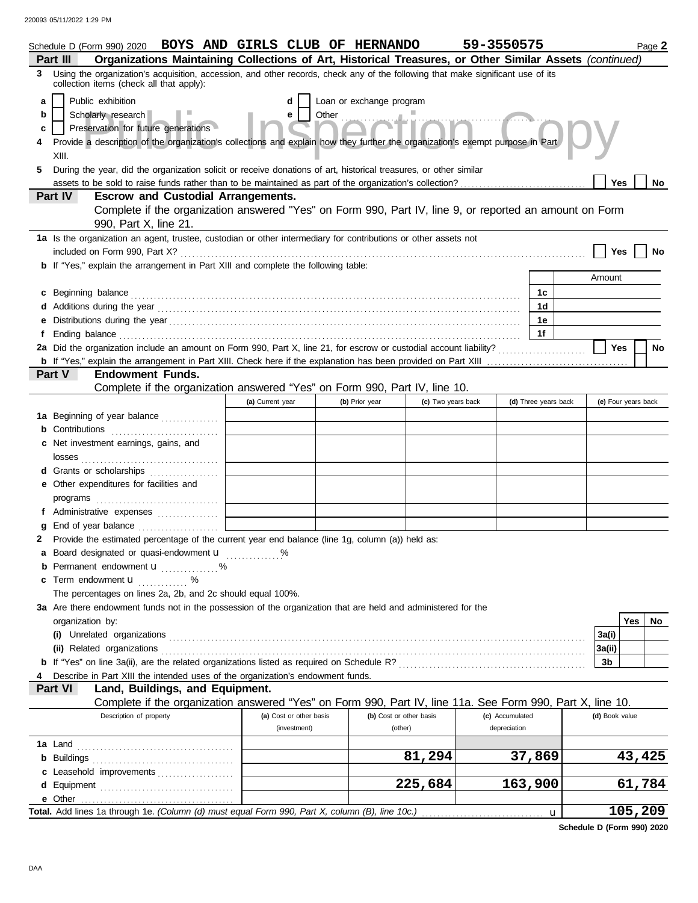Schedule D (Form 990) 2020 **BOYS AND GIRLS CLUB OF HERNANDO** **59-3550575** Page **2**

## Part III Organizations Maintaining Collections of Art, Historical Treasures, or Other Similar Assets *(continued)*

**3** Using the organization's acquisition, accession, and other records, check any of the following that make significant use of its collection items (check all that apply):

- **a** ☐ Public exhibition
- **b** ☐ Scholarly research
- **c** ☐ Preservation for future generations
- **d** ☐ Loan or exchange program
- **e** ☐ Other

**4** Provide a description of the organization's collections and explain how they further the organization's exempt purpose in Part XIII.

**5** During the year, did the organization solicit or receive donations of art, historical treasures, or other similar assets to be sold to raise funds rather than to be maintained as part of the organization's collection? ☐ Yes ☐ No

## Part IV Escrow and Custodial Arrangements.

Complete if the organization answered "Yes" on Form 990, Part IV, line 9, or reported an amount on Form 990, Part X, line 21.

**1a** Is the organization an agent, trustee, custodian or other intermediary for contributions or other assets not included on Form 990, Part X? ☐ Yes ☐ No

**b** If "Yes," explain the arrangement in Part XIII and complete the following table:

| | | | Amount |
|---|---|---|---|
| **c** | Beginning balance | 1c | |
| **d** | Additions during the year | 1d | |
| **e** | Distributions during the year | 1e | |
| **f** | Ending balance | 1f | |

**2a** Did the organization include an amount on Form 990, Part X, line 21, for escrow or custodial account liability? ☐ Yes ☐ No

**b** If "Yes," explain the arrangement in Part XIII. Check here if the explanation has been provided on Part XIII ☐

## Part V Endowment Funds.

Complete if the organization answered "Yes" on Form 990, Part IV, line 10.

| | (a) Current year | (b) Prior year | (c) Two years back | (d) Three years back | (e) Four years back |
|---|---|---|---|---|---|
| **1a** Beginning of year balance | | | | | |
| **b** Contributions | | | | | |
| **c** Net investment earnings, gains, and losses | | | | | |
| **d** Grants or scholarships | | | | | |
| **e** Other expenditures for facilities and programs | | | | | |
| **f** Administrative expenses | | | | | |
| **g** End of year balance | | | | | |

**2** Provide the estimated percentage of the current year end balance (line 1g, column (a)) held as:

- **a** Board designated or quasi-endowment u ........ %
- **b** Permanent endowment u ........ %
- **c** Term endowment u ........ %

The percentages on lines 2a, 2b, and 2c should equal 100%.

**3a** Are there endowment funds not in the possession of the organization that are held and administered for the organization by:

| | | Yes | No |
|---|---|---|---|
| **(i)** Unrelated organizations | 3a(i) | | |
| **(ii)** Related organizations | 3a(ii) | | |
| **b** If "Yes" on line 3a(ii), are the related organizations listed as required on Schedule R? | 3b | | |

**4** Describe in Part XIII the intended uses of the organization's endowment funds.

## Part VI Land, Buildings, and Equipment.

Complete if the organization answered "Yes" on Form 990, Part IV, line 11a. See Form 990, Part X, line 10.

| Description of property | (a) Cost or other basis (investment) | (b) Cost or other basis (other) | (c) Accumulated depreciation | (d) Book value |
|---|---|---|---|---|
| **1a** Land | | | | |
| **b** Buildings | | 81,294 | 37,869 | 43,425 |
| **c** Leasehold improvements | | | | |
| **d** Equipment | | 225,684 | 163,900 | 61,784 |
| **e** Other | | | | |
| **Total.** Add lines 1a through 1e. *(Column (d) must equal Form 990, Part X, column (B), line 10c.)* | | | u | 105,209 |

**Schedule D (Form 990) 2020**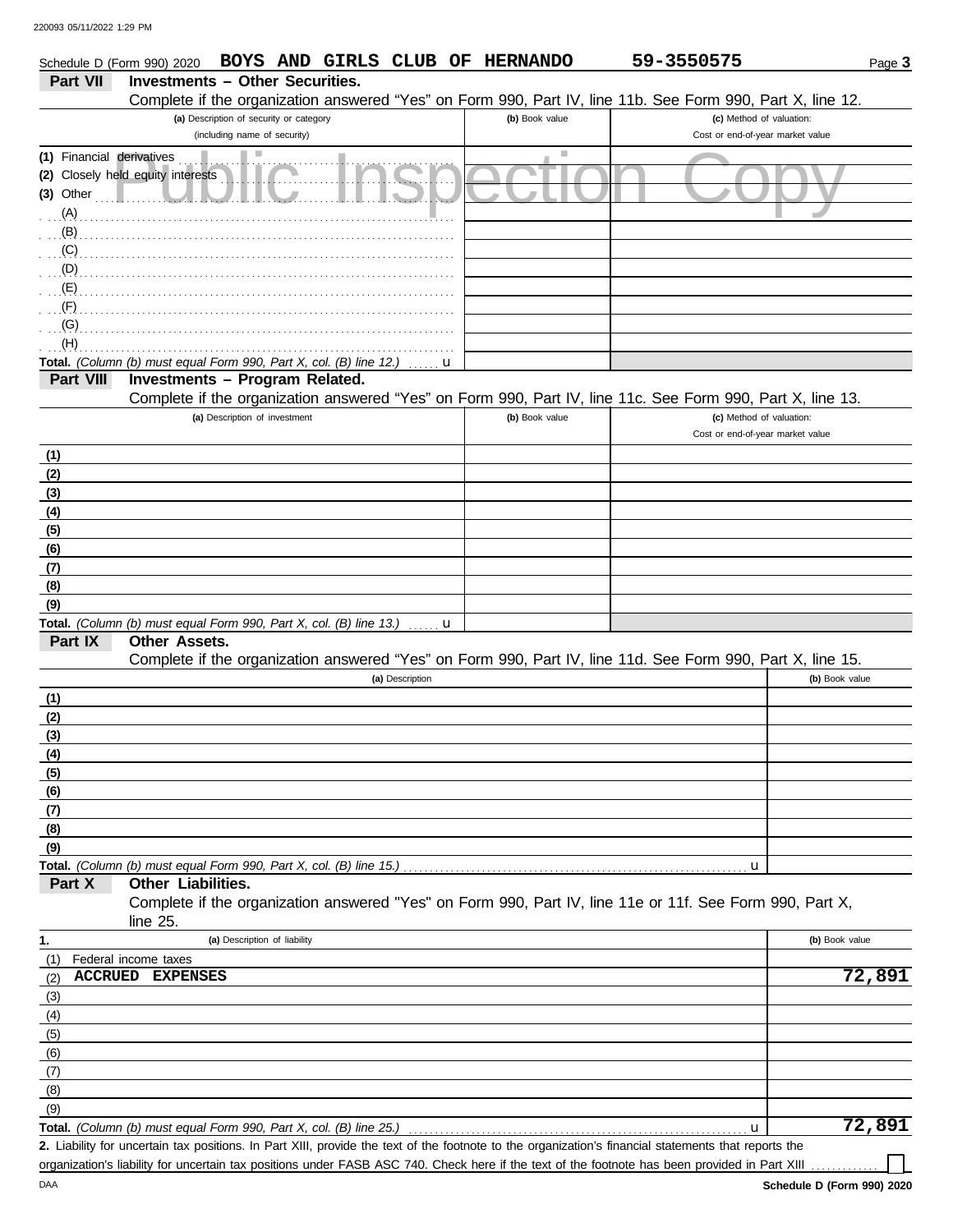Schedule D (Form 990) 2020 **BOYS AND GIRLS CLUB OF HERNANDO** **59-3550575** Page **3**

## Part VII Investments – Other Securities.

Complete if the organization answered "Yes" on Form 990, Part IV, line 11b. See Form 990, Part X, line 12.

| (a) Description of security or category (including name of security) | (b) Book value | (c) Method of valuation: Cost or end-of-year market value |
|---|---|---|
| (1) Financial derivatives | | |
| (2) Closely held equity interests | | |
| (3) Other | | |
| (A) | | |
| (B) | | |
| (C) | | |
| (D) | | |
| (E) | | |
| (F) | | |
| (G) | | |
| (H) | | |
| **Total.** *(Column (b) must equal Form 990, Part X, col. (B) line 12.)* u | | |

## Part VIII Investments – Program Related.

Complete if the organization answered "Yes" on Form 990, Part IV, line 11c. See Form 990, Part X, line 13.

| (a) Description of investment | (b) Book value | (c) Method of valuation: Cost or end-of-year market value |
|---|---|---|
| (1) | | |
| (2) | | |
| (3) | | |
| (4) | | |
| (5) | | |
| (6) | | |
| (7) | | |
| (8) | | |
| (9) | | |
| **Total.** *(Column (b) must equal Form 990, Part X, col. (B) line 13.)* u | | |

## Part IX Other Assets.

Complete if the organization answered "Yes" on Form 990, Part IV, line 11d. See Form 990, Part X, line 15.

| (a) Description | (b) Book value |
|---|---|
| (1) | |
| (2) | |
| (3) | |
| (4) | |
| (5) | |
| (6) | |
| (7) | |
| (8) | |
| (9) | |
| **Total.** *(Column (b) must equal Form 990, Part X, col. (B) line 15.)* u | |

## Part X Other Liabilities.

Complete if the organization answered "Yes" on Form 990, Part IV, line 11e or 11f. See Form 990, Part X, line 25.

| 1. (a) Description of liability | (b) Book value |
|---|---|
| (1) Federal income taxes | |
| (2) ACCRUED EXPENSES | 72,891 |
| (3) | |
| (4) | |
| (5) | |
| (6) | |
| (7) | |
| (8) | |
| (9) | |
| **Total.** *(Column (b) must equal Form 990, Part X, col. (B) line 25.)* u | 72,891 |

**2.** Liability for uncertain tax positions. In Part XIII, provide the text of the footnote to the organization's financial statements that reports the organization's liability for uncertain tax positions under FASB ASC 740. Check here if the text of the footnote has been provided in Part XIII ☐

**Schedule D (Form 990) 2020**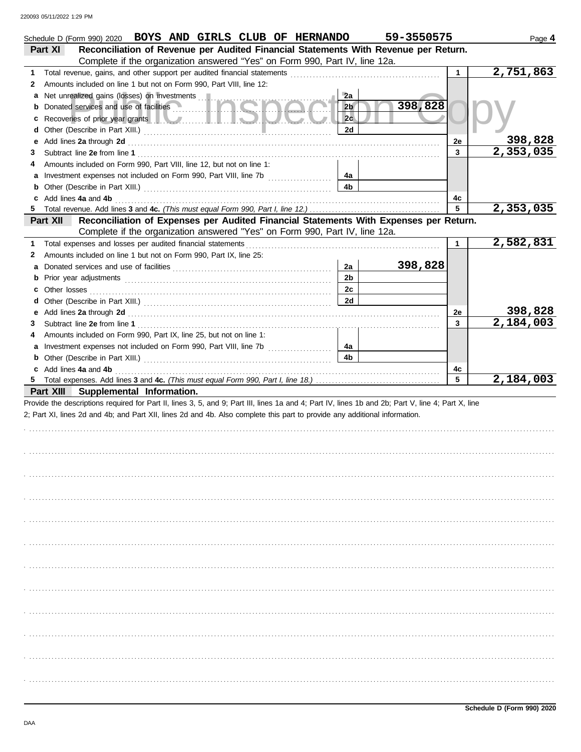Schedule D (Form 990) 2020 **BOYS AND GIRLS CLUB OF HERNANDO** **59-3550575** Page **4**

## Part XI Reconciliation of Revenue per Audited Financial Statements With Revenue per Return.

Complete if the organization answered "Yes" on Form 990, Part IV, line 12a.

| | | | | | |
|---|---|---|---|---|---|
| **1** | Total revenue, gains, and other support per audited financial statements | | | 1 | 2,751,863 |
| **2** | Amounts included on line 1 but not on Form 990, Part VIII, line 12: | | | | |
| **a** | Net unrealized gains (losses) on investments | 2a | | | |
| **b** | Donated services and use of facilities | 2b | 398,828 | | |
| **c** | Recoveries of prior year grants | 2c | | | |
| **d** | Other (Describe in Part XIII.) | 2d | | | |
| **e** | Add lines **2a** through **2d** | | | 2e | 398,828 |
| **3** | Subtract line **2e** from line **1** | | | 3 | 2,353,035 |
| **4** | Amounts included on Form 990, Part VIII, line 12, but not on line 1: | | | | |
| **a** | Investment expenses not included on Form 990, Part VIII, line 7b | 4a | | | |
| **b** | Other (Describe in Part XIII.) | 4b | | | |
| **c** | Add lines **4a** and **4b** | | | 4c | |
| **5** | Total revenue. Add lines **3** and **4c.** *(This must equal Form 990, Part I, line 12.)* | | | 5 | 2,353,035 |

## Part XII Reconciliation of Expenses per Audited Financial Statements With Expenses per Return.

Complete if the organization answered "Yes" on Form 990, Part IV, line 12a.

| | | | | | |
|---|---|---|---|---|---|
| **1** | Total expenses and losses per audited financial statements | | | 1 | 2,582,831 |
| **2** | Amounts included on line 1 but not on Form 990, Part IX, line 25: | | | | |
| **a** | Donated services and use of facilities | 2a | 398,828 | | |
| **b** | Prior year adjustments | 2b | | | |
| **c** | Other losses | 2c | | | |
| **d** | Other (Describe in Part XIII.) | 2d | | | |
| **e** | Add lines **2a** through **2d** | | | 2e | 398,828 |
| **3** | Subtract line **2e** from line **1** | | | 3 | 2,184,003 |
| **4** | Amounts included on Form 990, Part IX, line 25, but not on line 1: | | | | |
| **a** | Investment expenses not included on Form 990, Part VIII, line 7b | 4a | | | |
| **b** | Other (Describe in Part XIII.) | 4b | | | |
| **c** | Add lines **4a** and **4b** | | | 4c | |
| **5** | Total expenses. Add lines **3** and **4c.** *(This must equal Form 990, Part I, line 18.)* | | | 5 | 2,184,003 |

## Part XIII Supplemental Information.

Provide the descriptions required for Part II, lines 3, 5, and 9; Part III, lines 1a and 4; Part IV, lines 1b and 2b; Part V, line 4; Part X, line 2; Part XI, lines 2d and 4b; and Part XII, lines 2d and 4b. Also complete this part to provide any additional information.

Schedule D (Form 990) 2020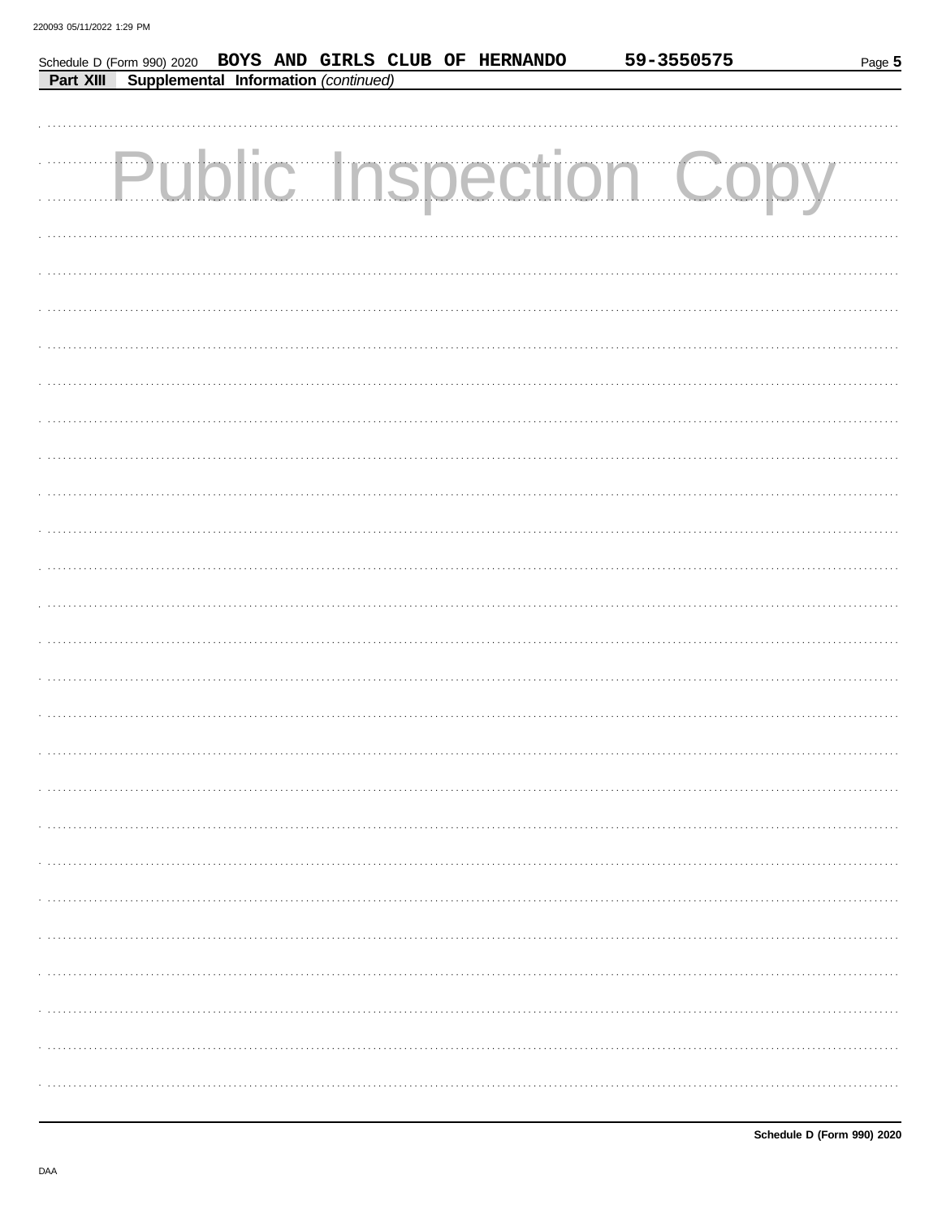Schedule D (Form 990) 2020 **BOYS AND GIRLS CLUB OF HERNANDO** **59-3550575**

**Part XIII** **Supplemental Information** *(continued)*

Public Inspection Copy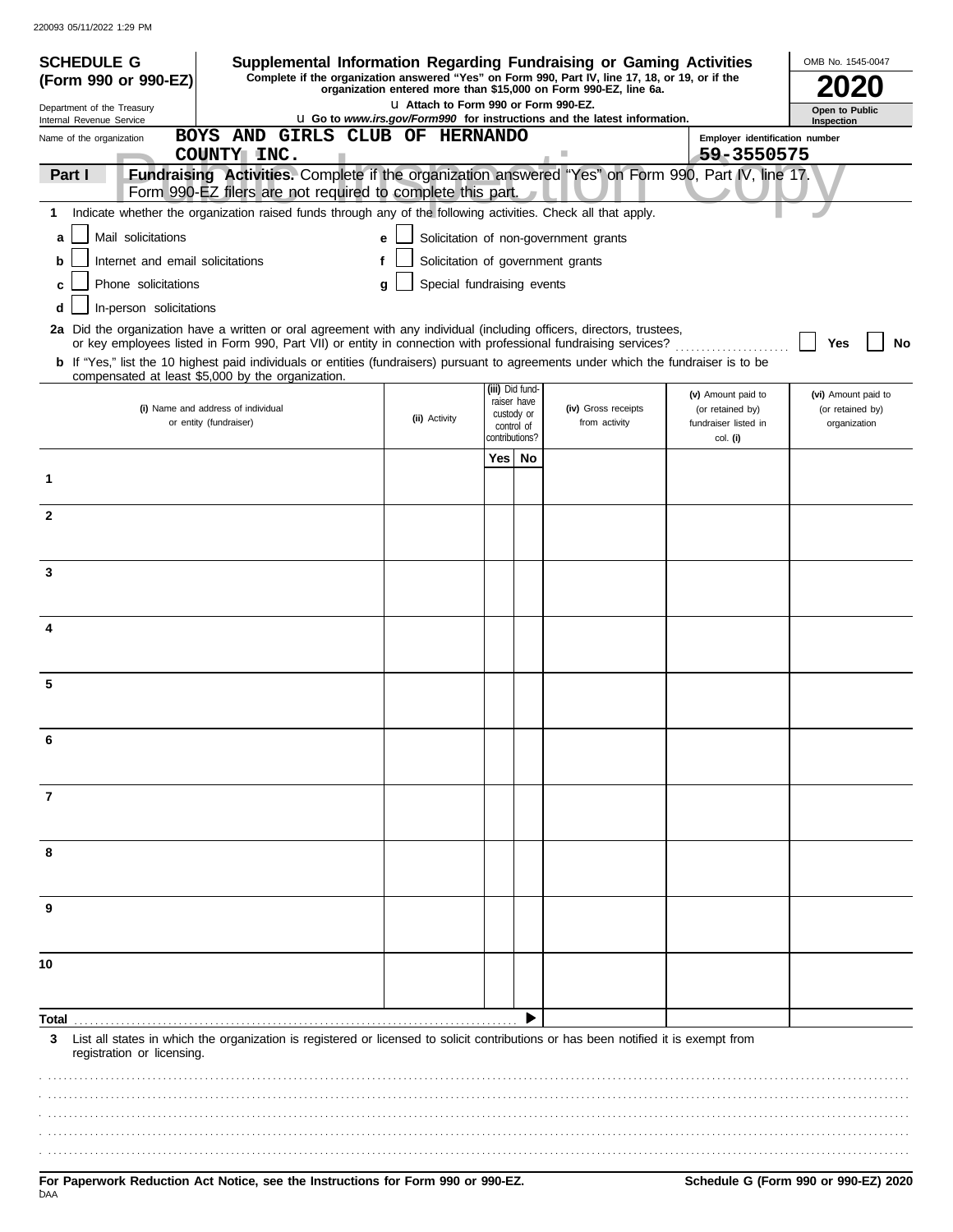220093 05/11/2022 1:29 PM

**SCHEDULE G (Form 990 or 990-EZ)**

Department of the Treasury
Internal Revenue Service

# Supplemental Information Regarding Fundraising or Gaming Activities

**Complete if the organization answered "Yes" on Form 990, Part IV, line 17, 18, or 19, or if the organization entered more than $15,000 on Form 990-EZ, line 6a.**

u Attach to Form 990 or Form 990-EZ.

u Go to *www.irs.gov/Form990* for instructions and the latest information.

OMB No. 1545-0047

**2020**

**Open to Public Inspection**

Name of the organization: BOYS AND GIRLS CLUB OF HERNANDO COUNTY INC.

Employer identification number: 59-3550575

**Part I** **Fundraising Activities.** Complete if the organization answered "Yes" on Form 990, Part IV, line 17. Form 990-EZ filers are not required to complete this part.

**1** Indicate whether the organization raised funds through any of the following activities. Check all that apply.

- **a** ☐ Mail solicitations
- **b** ☐ Internet and email solicitations
- **c** ☐ Phone solicitations
- **d** ☐ In-person solicitations
- **e** ☐ Solicitation of non-government grants
- **f** ☐ Solicitation of government grants
- **g** ☐ Special fundraising events

**2a** Did the organization have a written or oral agreement with any individual (including officers, directors, trustees, or key employees listed in Form 990, Part VII) or entity in connection with professional fundraising services? ☐ Yes ☐ No

**b** If "Yes," list the 10 highest paid individuals or entities (fundraisers) pursuant to agreements under which the fundraiser is to be compensated at least $5,000 by the organization.

| | (i) Name and address of individual or entity (fundraiser) | (ii) Activity | (iii) Did fund-raiser have custody or control of contributions? Yes | No | (iv) Gross receipts from activity | (v) Amount paid to (or retained by) fundraiser listed in col. (i) | (vi) Amount paid to (or retained by) organization |
|---|---|---|---|---|---|---|---|
| 1 | | | | | | | |
| 2 | | | | | | | |
| 3 | | | | | | | |
| 4 | | | | | | | |
| 5 | | | | | | | |
| 6 | | | | | | | |
| 7 | | | | | | | |
| 8 | | | | | | | |
| 9 | | | | | | | |
| 10 | | | | | | | |
| **Total** | | | | ▶ | | | |

**3** List all states in which the organization is registered or licensed to solicit contributions or has been notified it is exempt from registration or licensing.

**For Paperwork Reduction Act Notice, see the Instructions for Form 990 or 990-EZ.** **Schedule G (Form 990 or 990-EZ) 2020**

DAA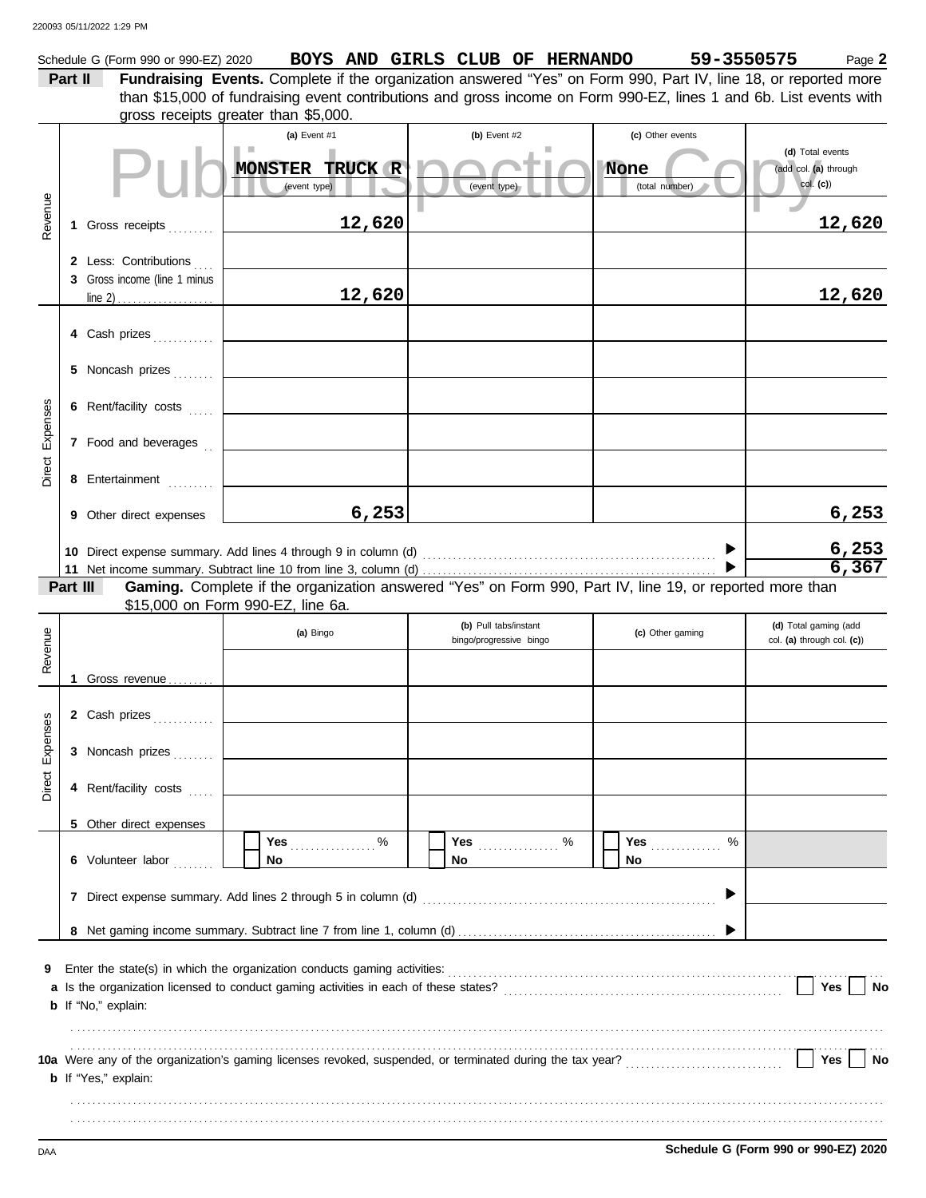Schedule G (Form 990 or 990-EZ) 2020 **BOYS AND GIRLS CLUB OF HERNANDO** **59-3550575** Page **2**

**Part II** **Fundraising Events.** Complete if the organization answered "Yes" on Form 990, Part IV, line 18, or reported more than $15,000 of fundraising event contributions and gross income on Form 990-EZ, lines 1 and 6b. List events with gross receipts greater than $5,000.

Public Inspection Copy

| | | (a) Event #1 | (b) Event #2 | (c) Other events | (d) Total events (add col. (a) through col. (c)) |
|---|---|---|---|---|---|
| | | MONSTER TRUCK R (event type) | (event type) | None (total number) | |
| Revenue | 1 Gross receipts | 12,620 | | | 12,620 |
| | 2 Less: Contributions | | | | |
| | 3 Gross income (line 1 minus line 2) | 12,620 | | | 12,620 |
| Direct Expenses | 4 Cash prizes | | | | |
| | 5 Noncash prizes | | | | |
| | 6 Rent/facility costs | | | | |
| | 7 Food and beverages | | | | |
| | 8 Entertainment | | | | |
| | 9 Other direct expenses | 6,253 | | | 6,253 |

10 Direct expense summary. Add lines 4 through 9 in column (d) ▶ **6,253**

11 Net income summary. Subtract line 10 from line 3, column (d) ▶ **6,367**

**Part III** **Gaming.** Complete if the organization answered "Yes" on Form 990, Part IV, line 19, or reported more than $15,000 on Form 990-EZ, line 6a.

| | | (a) Bingo | (b) Pull tabs/instant bingo/progressive bingo | (c) Other gaming | (d) Total gaming (add col. (a) through col. (c)) |
|---|---|---|---|---|---|
| Revenue | 1 Gross revenue | | | | |
| Direct Expenses | 2 Cash prizes | | | | |
| | 3 Noncash prizes | | | | |
| | 4 Rent/facility costs | | | | |
| | 5 Other direct expenses | | | | |
| | 6 Volunteer labor | ☐ Yes ____ % ☐ No | ☐ Yes ____ % ☐ No | ☐ Yes ____ % ☐ No | |

7 Direct expense summary. Add lines 2 through 5 in column (d) ▶

8 Net gaming income summary. Subtract line 7 from line 1, column (d) ▶

9 Enter the state(s) in which the organization conducts gaming activities:

a Is the organization licensed to conduct gaming activities in each of these states? ☐ Yes ☐ No

b If "No," explain:

10a Were any of the organization's gaming licenses revoked, suspended, or terminated during the tax year? ☐ Yes ☐ No

b If "Yes," explain:

**Schedule G (Form 990 or 990-EZ) 2020**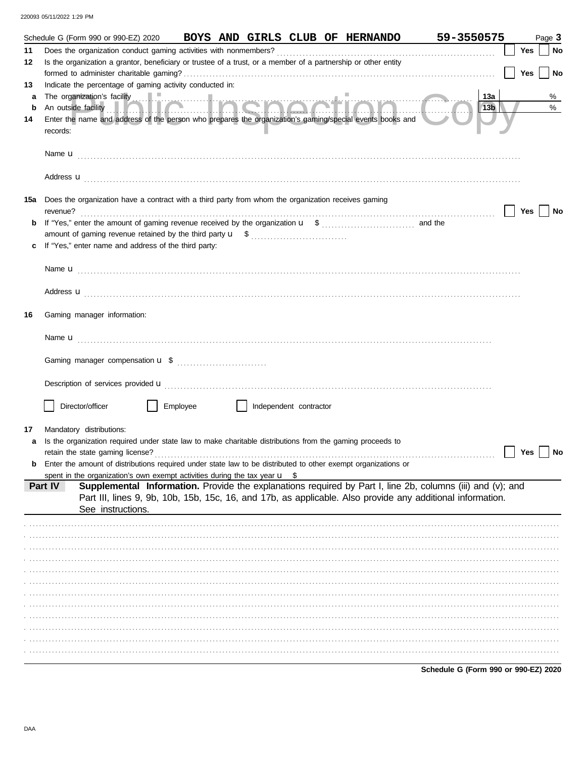Schedule G (Form 990 or 990-EZ) 2020 **BOYS AND GIRLS CLUB OF HERNANDO** **59-3550575** Page **3**

**11** Does the organization conduct gaming activities with nonmembers? ☐ Yes ☐ No

**12** Is the organization a grantor, beneficiary or trustee of a trust, or a member of a partnership or other entity formed to administer charitable gaming? ☐ Yes ☐ No

**13** Indicate the percentage of gaming activity conducted in:

**a** The organization's facility **13a** %

**b** An outside facility **13b** %

**14** Enter the name and address of the person who prepares the organization's gaming/special events books and records:

Name u

Address u

**15a** Does the organization have a contract with a third party from whom the organization receives gaming revenue? ☐ Yes ☐ No

**b** If "Yes," enter the amount of gaming revenue received by the organization u $ and the amount of gaming revenue retained by the third party u $

**c** If "Yes," enter name and address of the third party:

Name u

Address u

**16** Gaming manager information:

Name u

Gaming manager compensation u $

Description of services provided u

☐ Director/officer ☐ Employee ☐ Independent contractor

**17** Mandatory distributions:

**a** Is the organization required under state law to make charitable distributions from the gaming proceeds to retain the state gaming license? ☐ Yes ☐ No

**b** Enter the amount of distributions required under state law to be distributed to other exempt organizations or spent in the organization's own exempt activities during the tax year u $

**Part IV** **Supplemental Information.** Provide the explanations required by Part I, line 2b, columns (iii) and (v); and Part III, lines 9, 9b, 10b, 15b, 15c, 16, and 17b, as applicable. Also provide any additional information. See instructions.

**Schedule G (Form 990 or 990-EZ) 2020**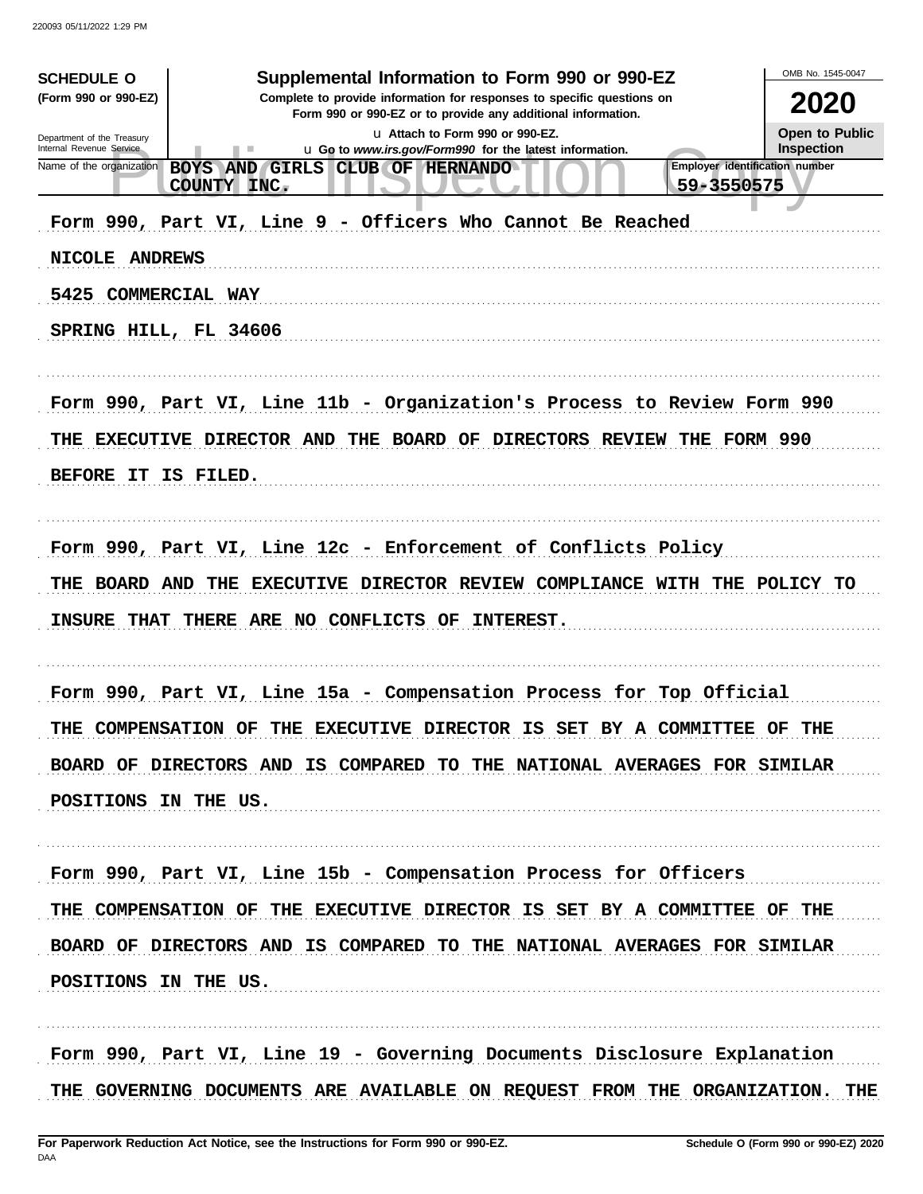220093 05/11/2022 1:29 PM

**SCHEDULE O**
**(Form 990 or 990-EZ)**

Department of the Treasury
Internal Revenue Service

# Supplemental Information to Form 990 or 990-EZ

**Complete to provide information for responses to specific questions on Form 990 or 990-EZ or to provide any additional information.**

u Attach to Form 990 or 990-EZ.
u Go to *www.irs.gov/Form990* for the latest information.

OMB No. 1545-0047

**2020**

**Open to Public Inspection**

Name of the organization: **BOYS AND GIRLS CLUB OF HERNANDO COUNTY INC.**

**Employer identification number: 59-3550575**

Form 990, Part VI, Line 9 - Officers Who Cannot Be Reached

NICOLE ANDREWS

5425 COMMERCIAL WAY

SPRING HILL, FL 34606

Form 990, Part VI, Line 11b - Organization's Process to Review Form 990

THE EXECUTIVE DIRECTOR AND THE BOARD OF DIRECTORS REVIEW THE FORM 990 BEFORE IT IS FILED.

Form 990, Part VI, Line 12c - Enforcement of Conflicts Policy

THE BOARD AND THE EXECUTIVE DIRECTOR REVIEW COMPLIANCE WITH THE POLICY TO INSURE THAT THERE ARE NO CONFLICTS OF INTEREST.

Form 990, Part VI, Line 15a - Compensation Process for Top Official

THE COMPENSATION OF THE EXECUTIVE DIRECTOR IS SET BY A COMMITTEE OF THE BOARD OF DIRECTORS AND IS COMPARED TO THE NATIONAL AVERAGES FOR SIMILAR POSITIONS IN THE US.

Form 990, Part VI, Line 15b - Compensation Process for Officers

THE COMPENSATION OF THE EXECUTIVE DIRECTOR IS SET BY A COMMITTEE OF THE BOARD OF DIRECTORS AND IS COMPARED TO THE NATIONAL AVERAGES FOR SIMILAR POSITIONS IN THE US.

Form 990, Part VI, Line 19 - Governing Documents Disclosure Explanation

THE GOVERNING DOCUMENTS ARE AVAILABLE ON REQUEST FROM THE ORGANIZATION. THE

**For Paperwork Reduction Act Notice, see the Instructions for Form 990 or 990-EZ.** **Schedule O (Form 990 or 990-EZ) 2020**

DAA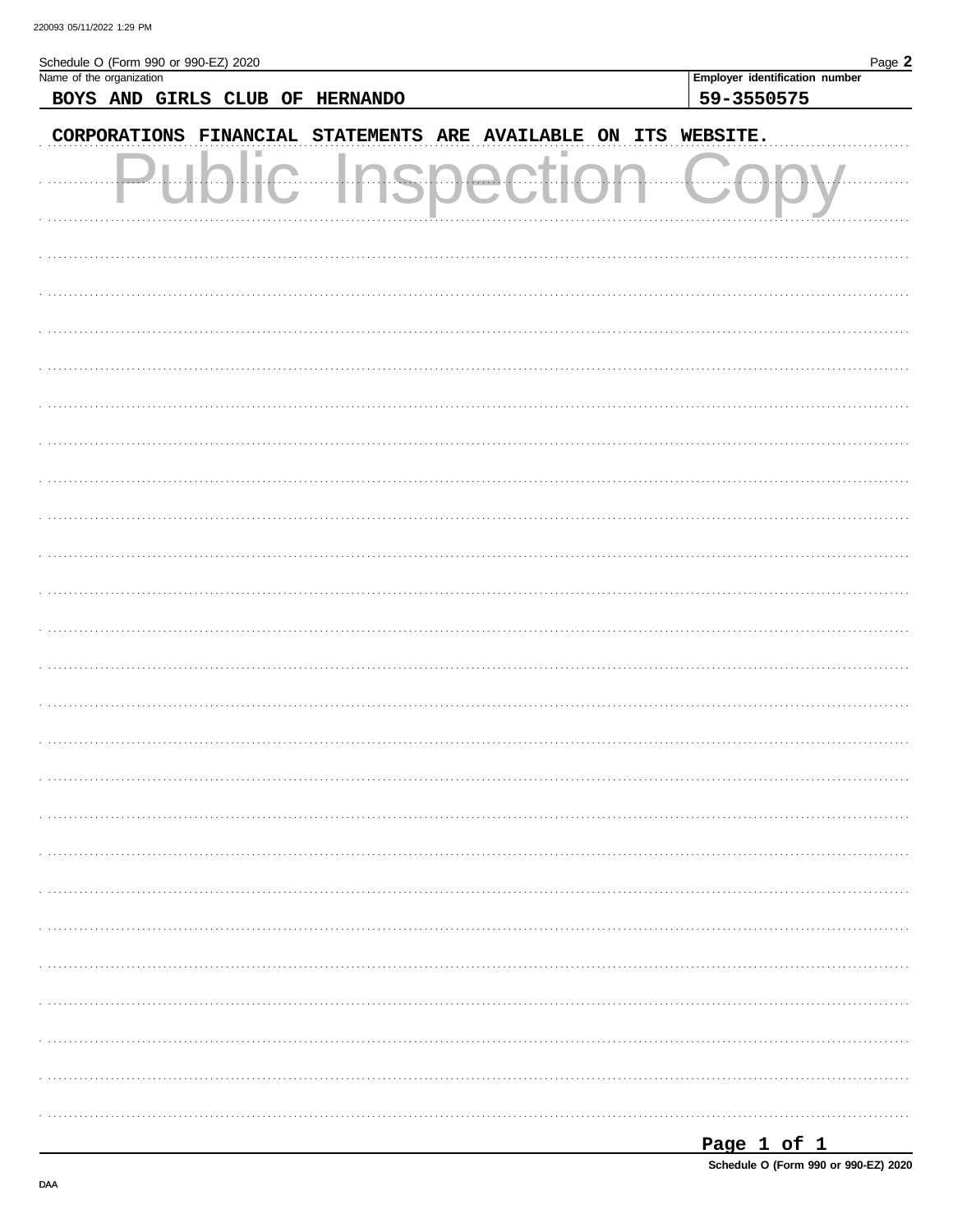Schedule O (Form 990 or 990-EZ) 2020

| Name of the organization | Employer identification number |
|---|---|
| BOYS AND GIRLS CLUB OF HERNANDO | 59-3550575 |

CORPORATIONS FINANCIAL STATEMENTS ARE AVAILABLE ON ITS WEBSITE.

Public Inspection Copy

Page 1 of 1

Schedule O (Form 990 or 990-EZ) 2020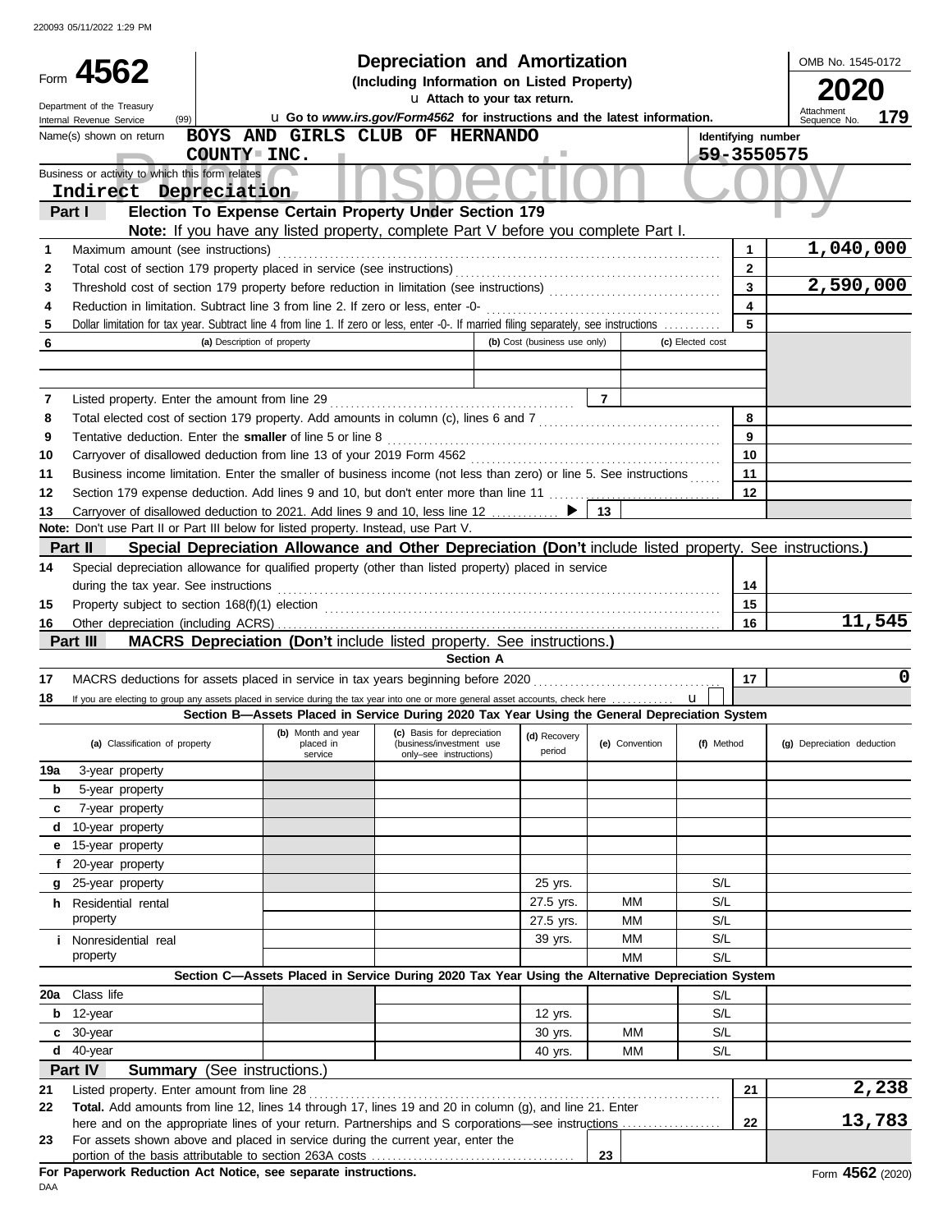220093 05/11/2022 1:29 PM

# Form 4562 — Depreciation and Amortization

**(Including Information on Listed Property)**

Department of the Treasury
Internal Revenue Service (99)

u Attach to your tax return.

u Go to *www.irs.gov/Form4562* for instructions and the latest information.

OMB No. 1545-0172

**2020**

Attachment Sequence No. **179**

Name(s) shown on return: **BOYS AND GIRLS CLUB OF HERNANDO COUNTY INC.**

Identifying number: **59-3550575**

Business or activity to which this form relates: **Indirect Depreciation**

Public Inspection Copy

## Part I — Election To Expense Certain Property Under Section 179

**Note:** If you have any listed property, complete Part V before you complete Part I.

| Line | Description | | Amount |
|---|---|---|---|
| 1 | Maximum amount (see instructions) | 1 | 1,040,000 |
| 2 | Total cost of section 179 property placed in service (see instructions) | 2 | |
| 3 | Threshold cost of section 179 property before reduction in limitation (see instructions) | 3 | 2,590,000 |
| 4 | Reduction in limitation. Subtract line 3 from line 2. If zero or less, enter -0- | 4 | |
| 5 | Dollar limitation for tax year. Subtract line 4 from line 1. If zero or less, enter -0-. If married filing separately, see instructions | 5 | |

| 6 | (a) Description of property | (b) Cost (business use only) | (c) Elected cost |
|---|---|---|---|
| | | | |
| | | | |

| Line | Description | | Amount |
|---|---|---|---|
| 7 | Listed property. Enter the amount from line 29 | 7 | |
| 8 | Total elected cost of section 179 property. Add amounts in column (c), lines 6 and 7 | 8 | |
| 9 | Tentative deduction. Enter the **smaller** of line 5 or line 8 | 9 | |
| 10 | Carryover of disallowed deduction from line 13 of your 2019 Form 4562 | 10 | |
| 11 | Business income limitation. Enter the smaller of business income (not less than zero) or line 5. See instructions | 11 | |
| 12 | Section 179 expense deduction. Add lines 9 and 10, but don't enter more than line 11 | 12 | |
| 13 | Carryover of disallowed deduction to 2021. Add lines 9 and 10, less line 12 ▶ | 13 | |

**Note:** Don't use Part II or Part III below for listed property. Instead, use Part V.

## Part II — Special Depreciation Allowance and Other Depreciation (Don't include listed property. See instructions.)

| Line | Description | | Amount |
|---|---|---|---|
| 14 | Special depreciation allowance for qualified property (other than listed property) placed in service during the tax year. See instructions | 14 | |
| 15 | Property subject to section 168(f)(1) election | 15 | |
| 16 | Other depreciation (including ACRS) | 16 | 11,545 |

## Part III — MACRS Depreciation (Don't include listed property. See instructions.)

### Section A

| Line | Description | | Amount |
|---|---|---|---|
| 17 | MACRS deductions for assets placed in service in tax years beginning before 2020 | 17 | 0 |
| 18 | If you are electing to group any assets placed in service during the tax year into one or more general asset accounts, check here u | | |

### Section B—Assets Placed in Service During 2020 Tax Year Using the General Depreciation System

| (a) Classification of property | (b) Month and year placed in service | (c) Basis for depreciation (business/investment use only–see instructions) | (d) Recovery period | (e) Convention | (f) Method | (g) Depreciation deduction |
|---|---|---|---|---|---|---|
| 19a 3-year property | | | | | | |
| b 5-year property | | | | | | |
| c 7-year property | | | | | | |
| d 10-year property | | | | | | |
| e 15-year property | | | | | | |
| f 20-year property | | | | | | |
| g 25-year property | | | 25 yrs. | | S/L | |
| h Residential rental property | | | 27.5 yrs. | MM | S/L | |
| | | | 27.5 yrs. | MM | S/L | |
| i Nonresidential real property | | | 39 yrs. | MM | S/L | |
| | | | | MM | S/L | |

### Section C—Assets Placed in Service During 2020 Tax Year Using the Alternative Depreciation System

| (a) Classification of property | (b) Month and year placed in service | (c) Basis for depreciation | (d) Recovery period | (e) Convention | (f) Method | (g) Depreciation deduction |
|---|---|---|---|---|---|---|
| 20a Class life | | | | | S/L | |
| b 12-year | | | 12 yrs. | | S/L | |
| c 30-year | | | 30 yrs. | MM | S/L | |
| d 40-year | | | 40 yrs. | MM | S/L | |

## Part IV — Summary (See instructions.)

| Line | Description | | Amount |
|---|---|---|---|
| 21 | Listed property. Enter amount from line 28 | 21 | 2,238 |
| 22 | **Total.** Add amounts from line 12, lines 14 through 17, lines 19 and 20 in column (g), and line 21. Enter here and on the appropriate lines of your return. Partnerships and S corporations—see instructions | 22 | 13,783 |
| 23 | For assets shown above and placed in service during the current year, enter the portion of the basis attributable to section 263A costs | 23 | |

**For Paperwork Reduction Act Notice, see separate instructions.**

DAA

Form **4562** (2020)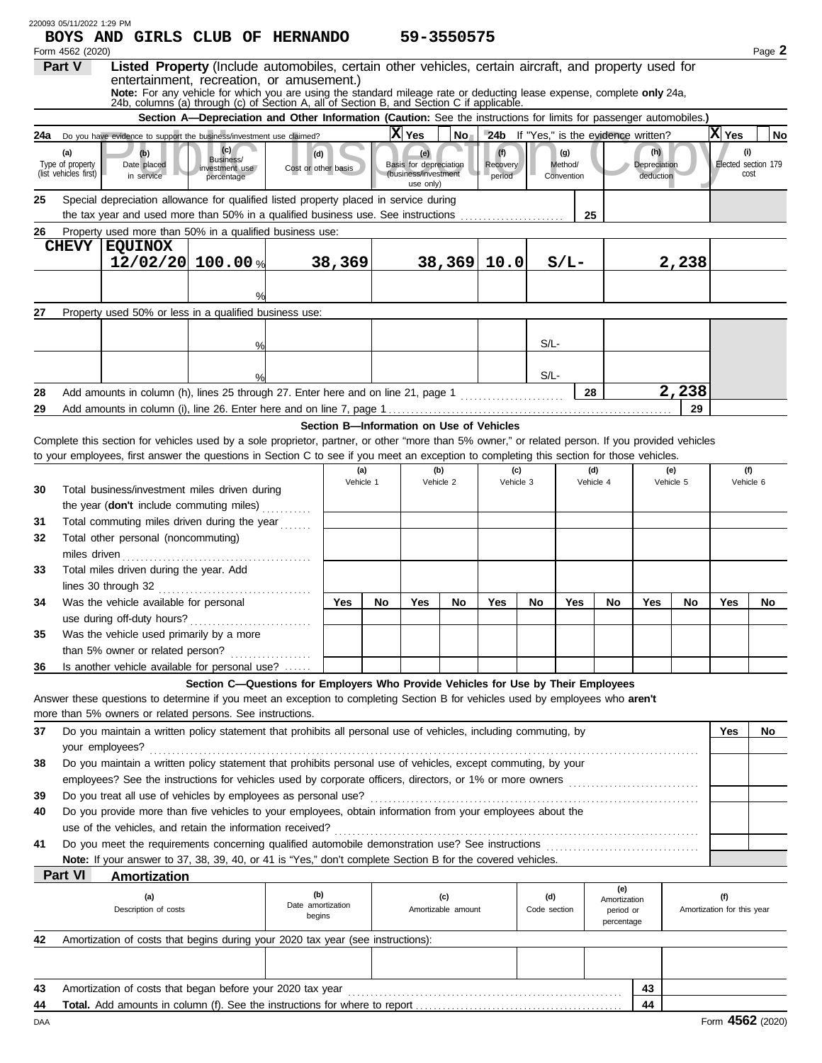220093 05/11/2022 1:29 PM

**BOYS AND GIRLS CLUB OF HERNANDO 59-3550575**

Form 4562 (2020) Page **2**

## Part V Listed Property (Include automobiles, certain other vehicles, certain aircraft, and property used for entertainment, recreation, or amusement.)

**Note:** For any vehicle for which you are using the standard mileage rate or deducting lease expense, complete **only** 24a, 24b, columns (a) through (c) of Section A, all of Section B, and Section C if applicable.

### Section A—Depreciation and Other Information (Caution: See the instructions for limits for passenger automobiles.)

**24a** Do you have evidence to support the business/investment use claimed? **X** Yes No **24b** If "Yes," is the evidence written? **X** Yes No

| (a) Type of property (list vehicles first) | (b) Date placed in service | (c) Business/ investment use percentage | (d) Cost or other basis | (e) Basis for depreciation (business/investment use only) | (f) Recovery period | (g) Method/ Convention | (h) Depreciation deduction | (i) Elected section 179 cost |
|---|---|---|---|---|---|---|---|---|
| **25** Special depreciation allowance for qualified listed property placed in service during the tax year and used more than 50% in a qualified business use. See instructions | | | | | | 25 | | |
| **26** Property used more than 50% in a qualified business use: | | | | | | | | |
| CHEVY EQUINOX | 12/02/20 | 100.00 % | 38,369 | 38,369 | 10.0 | S/L- | 2,238 | |
| | | % | | | | | | |
| **27** Property used 50% or less in a qualified business use: | | | | | | | | |
| | | % | | | | S/L- | | |
| | | % | | | | S/L- | | |
| **28** Add amounts in column (h), lines 25 through 27. Enter here and on line 21, page 1 | | | | | | 28 | 2,238 | |
| **29** Add amounts in column (i), line 26. Enter here and on line 7, page 1 | | | | | | | 29 | |

### Section B—Information on Use of Vehicles

Complete this section for vehicles used by a sole proprietor, partner, or other "more than 5% owner," or related person. If you provided vehicles to your employees, first answer the questions in Section C to see if you meet an exception to completing this section for those vehicles.

| | (a) Vehicle 1 | | (b) Vehicle 2 | | (c) Vehicle 3 | | (d) Vehicle 4 | | (e) Vehicle 5 | | (f) Vehicle 6 | |
|---|---|---|---|---|---|---|---|---|---|---|---|---|
| **30** Total business/investment miles driven during the year (**don't** include commuting miles) | | | | | | | | | | | | |
| **31** Total commuting miles driven during the year | | | | | | | | | | | | |
| **32** Total other personal (noncommuting) miles driven | | | | | | | | | | | | |
| **33** Total miles driven during the year. Add lines 30 through 32 | | | | | | | | | | | | |
| | Yes | No | Yes | No | Yes | No | Yes | No | Yes | No | Yes | No |
| **34** Was the vehicle available for personal use during off-duty hours? | | | | | | | | | | | | |
| **35** Was the vehicle used primarily by a more than 5% owner or related person? | | | | | | | | | | | | |
| **36** Is another vehicle available for personal use? | | | | | | | | | | | | |

### Section C—Questions for Employers Who Provide Vehicles for Use by Their Employees

Answer these questions to determine if you meet an exception to completing Section B for vehicles used by employees who **aren't** more than 5% owners or related persons. See instructions.

| | Yes | No |
|---|---|---|
| **37** Do you maintain a written policy statement that prohibits all personal use of vehicles, including commuting, by your employees? | | |
| **38** Do you maintain a written policy statement that prohibits personal use of vehicles, except commuting, by your employees? See the instructions for vehicles used by corporate officers, directors, or 1% or more owners | | |
| **39** Do you treat all use of vehicles by employees as personal use? | | |
| **40** Do you provide more than five vehicles to your employees, obtain information from your employees about the use of the vehicles, and retain the information received? | | |
| **41** Do you meet the requirements concerning qualified automobile demonstration use? See instructions | | |

**Note:** If your answer to 37, 38, 39, 40, or 41 is "Yes," don't complete Section B for the covered vehicles.

## Part VI Amortization

| (a) Description of costs | (b) Date amortization begins | (c) Amortizable amount | (d) Code section | (e) Amortization period or percentage | (f) Amortization for this year |
|---|---|---|---|---|---|
| **42** Amortization of costs that begins during your 2020 tax year (see instructions): | | | | | |
| | | | | | |
| **43** Amortization of costs that began before your 2020 tax year | | | | 43 | |
| **44** **Total.** Add amounts in column (f). See the instructions for where to report | | | | 44 | |

DAA Form **4562** (2020)